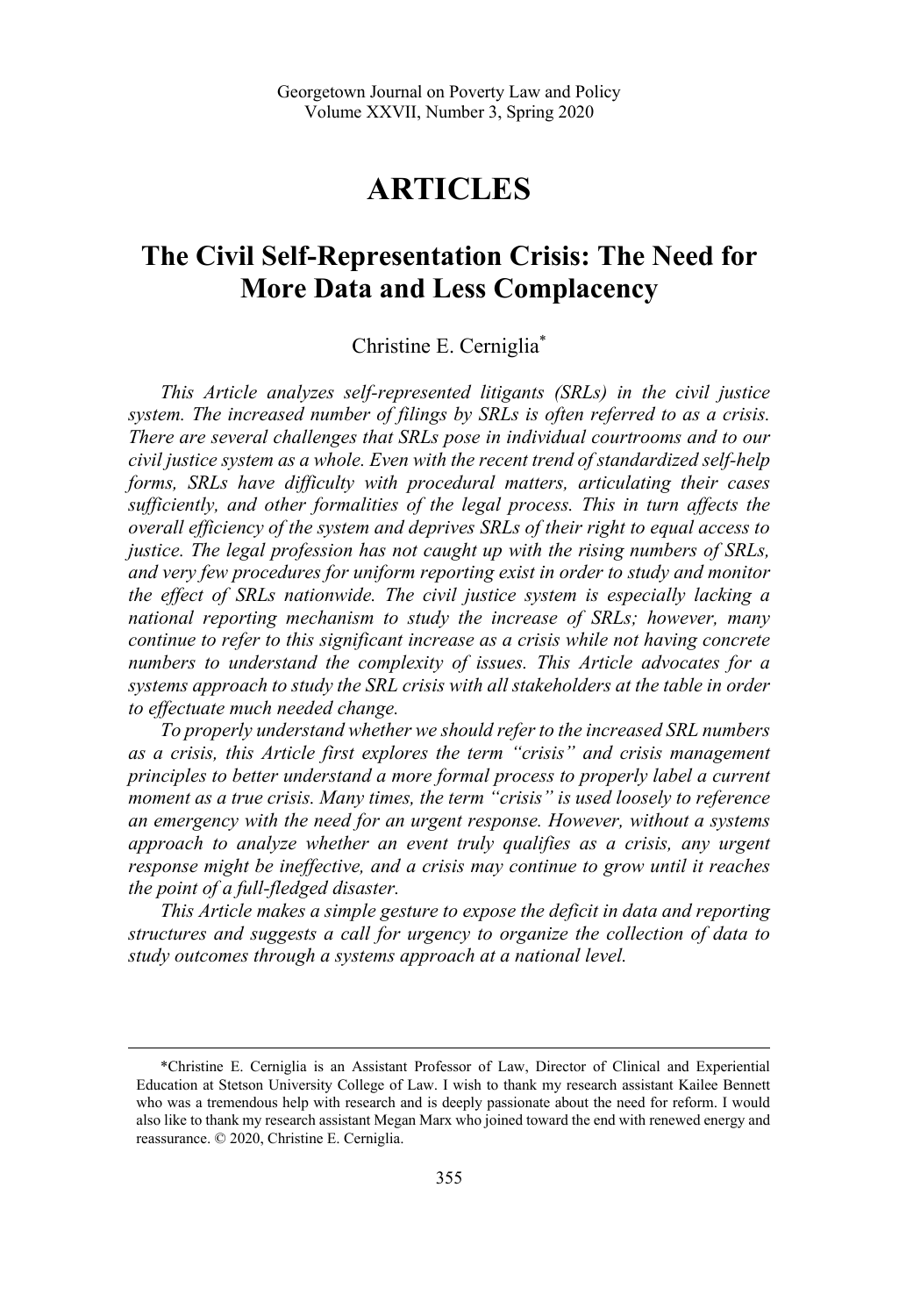# ARTICLES

## The Civil Self-Representation Crisis: The Need for More Data and Less Complacency

Christine E. Cerniglia*

*This Article analyzes self-represented litigants (SRLs) in the civil justice system. The increased number of filings by SRLs is often referred to as a crisis. There are several challenges that SRLs pose in individual courtrooms and to our civil justice system as a whole. Even with the recent trend of standardized self-help forms, SRLs have difficulty with procedural matters, articulating their cases sufficiently, and other formalities of the legal process. This in turn affects the overall efficiency of the system and deprives SRLs of their right to equal access to justice. The legal profession has not caught up with the rising numbers of SRLs, and very few procedures for uniform reporting exist in order to study and monitor the effect of SRLs nationwide. The civil justice system is especially lacking a national reporting mechanism to study the increase of SRLs; however, many continue to refer to this significant increase as a crisis while not having concrete numbers to understand the complexity of issues. This Article advocates for a systems approach to study the SRL crisis with all stakeholders at the table in order to effectuate much needed change.*

*To properly understand whether we should refer to the increased SRL numbers as a crisis, this Article first explores the term "crisis" and crisis management principles to better understand a more formal process to properly label a current moment as a true crisis. Many times, the term "crisis" is used loosely to reference an emergency with the need for an urgent response. However, without a systems approach to analyze whether an event truly qualifies as a crisis, any urgent response might be ineffective, and a crisis may continue to grow until it reaches the point of a full-fledged disaster.*

*This Article makes a simple gesture to expose the deficit in data and reporting structures and suggests a call for urgency to organize the collection of data to study outcomes through a systems approach at a national level.*

---

*Christine E. Cerniglia is an Assistant Professor of Law, Director of Clinical and Experiential Education at Stetson University College of Law. I wish to thank my research assistant Kailee Bennett who was a tremendous help with research and is deeply passionate about the need for reform. I would also like to thank my research assistant Megan Marx who joined toward the end with renewed energy and reassurance. © 2020, Christine E. Cerniglia.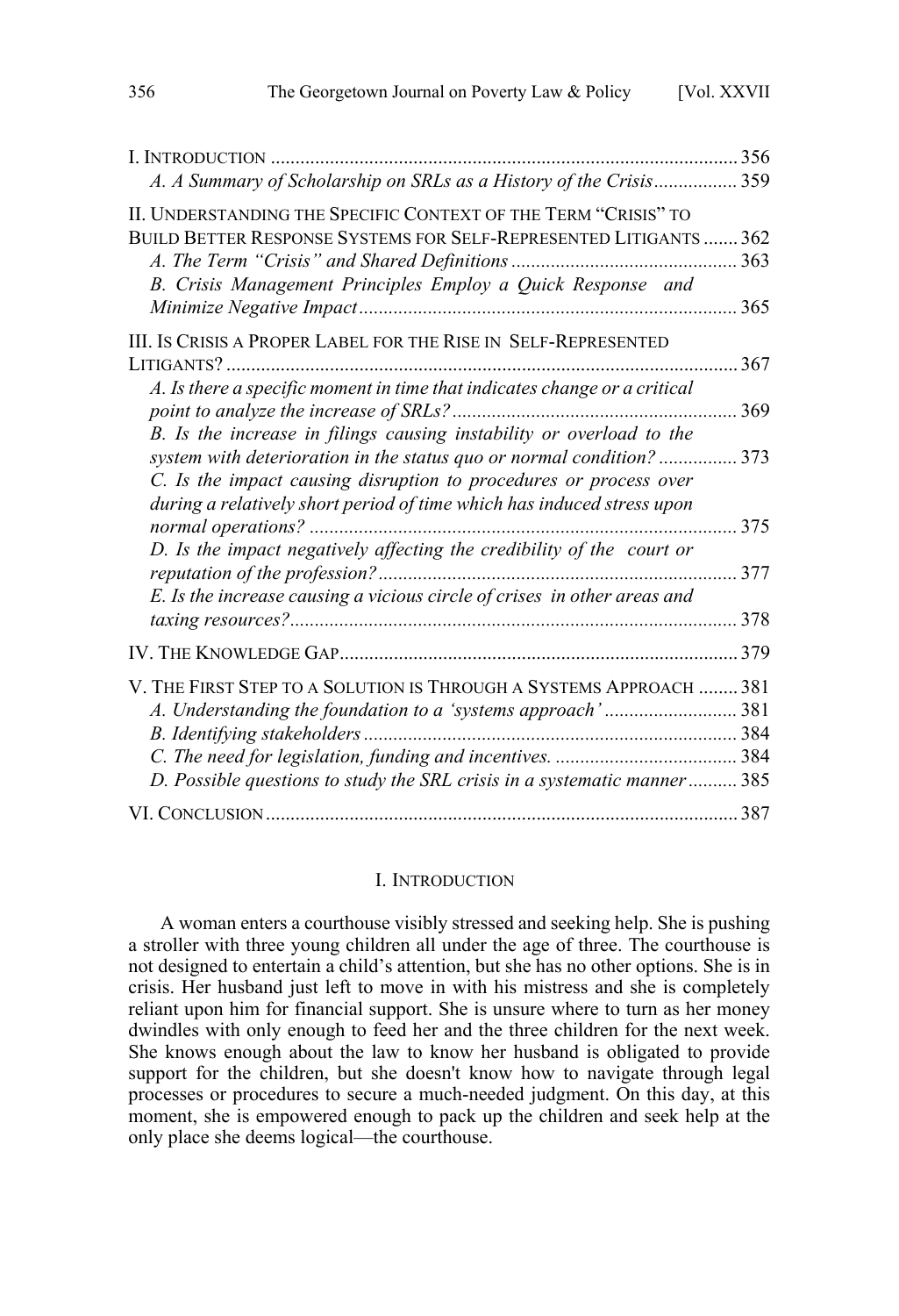I. INTRODUCTION ... 356
*A. A Summary of Scholarship on SRLs as a History of the Crisis* ... 359

II. UNDERSTANDING THE SPECIFIC CONTEXT OF THE TERM "CRISIS" TO BUILD BETTER RESPONSE SYSTEMS FOR SELF-REPRESENTED LITIGANTS ... 362
*A. The Term "Crisis" and Shared Definitions* ... 363
*B. Crisis Management Principles Employ a Quick Response and Minimize Negative Impact* ... 365

III. IS CRISIS A PROPER LABEL FOR THE RISE IN SELF-REPRESENTED LITIGANTS? ... 367
*A. Is there a specific moment in time that indicates change or a critical point to analyze the increase of SRLs?* ... 369
*B. Is the increase in filings causing instability or overload to the system with deterioration in the status quo or normal condition?* ... 373
*C. Is the impact causing disruption to procedures or process over during a relatively short period of time which has induced stress upon normal operations?* ... 375
*D. Is the impact negatively affecting the credibility of the court or reputation of the profession?* ... 377
*E. Is the increase causing a vicious circle of crises in other areas and taxing resources?* ... 378

IV. THE KNOWLEDGE GAP ... 379

V. THE FIRST STEP TO A SOLUTION IS THROUGH A SYSTEMS APPROACH ... 381
*A. Understanding the foundation to a 'systems approach'* ... 381
*B. Identifying stakeholders* ... 384
*C. The need for legislation, funding and incentives.* ... 384
*D. Possible questions to study the SRL crisis in a systematic manner* ... 385

VI. CONCLUSION ... 387

# I. INTRODUCTION

A woman enters a courthouse visibly stressed and seeking help. She is pushing a stroller with three young children all under the age of three. The courthouse is not designed to entertain a child's attention, but she has no other options. She is in crisis. Her husband just left to move in with his mistress and she is completely reliant upon him for financial support. She is unsure where to turn as her money dwindles with only enough to feed her and the three children for the next week. She knows enough about the law to know her husband is obligated to provide support for the children, but she doesn't know how to navigate through legal processes or procedures to secure a much-needed judgment. On this day, at this moment, she is empowered enough to pack up the children and seek help at the only place she deems logical—the courthouse.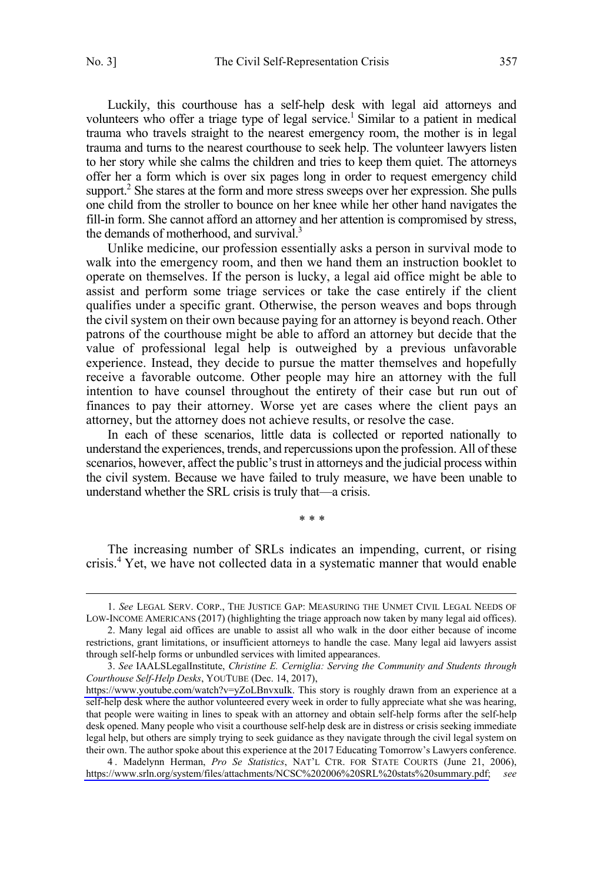Luckily, this courthouse has a self-help desk with legal aid attorneys and volunteers who offer a triage type of legal service.[1] Similar to a patient in medical trauma who travels straight to the nearest emergency room, the mother is in legal trauma and turns to the nearest courthouse to seek help. The volunteer lawyers listen to her story while she calms the children and tries to keep them quiet. The attorneys offer her a form which is over six pages long in order to request emergency child support.[2] She stares at the form and more stress sweeps over her expression. She pulls one child from the stroller to bounce on her knee while her other hand navigates the fill-in form. She cannot afford an attorney and her attention is compromised by stress, the demands of motherhood, and survival.[3]

Unlike medicine, our profession essentially asks a person in survival mode to walk into the emergency room, and then we hand them an instruction booklet to operate on themselves. If the person is lucky, a legal aid office might be able to assist and perform some triage services or take the case entirely if the client qualifies under a specific grant. Otherwise, the person weaves and bops through the civil system on their own because paying for an attorney is beyond reach. Other patrons of the courthouse might be able to afford an attorney but decide that the value of professional legal help is outweighed by a previous unfavorable experience. Instead, they decide to pursue the matter themselves and hopefully receive a favorable outcome. Other people may hire an attorney with the full intention to have counsel throughout the entirety of their case but run out of finances to pay their attorney. Worse yet are cases where the client pays an attorney, but the attorney does not achieve results, or resolve the case.

In each of these scenarios, little data is collected or reported nationally to understand the experiences, trends, and repercussions upon the profession. All of these scenarios, however, affect the public's trust in attorneys and the judicial process within the civil system. Because we have failed to truly measure, we have been unable to understand whether the SRL crisis is truly that—a crisis.

\* \* \*

The increasing number of SRLs indicates an impending, current, or rising crisis.[4] Yet, we have not collected data in a systematic manner that would enable

---

1. *See* LEGAL SERV. CORP., THE JUSTICE GAP: MEASURING THE UNMET CIVIL LEGAL NEEDS OF LOW-INCOME AMERICANS (2017) (highlighting the triage approach now taken by many legal aid offices).

2. Many legal aid offices are unable to assist all who walk in the door either because of income restrictions, grant limitations, or insufficient attorneys to handle the case. Many legal aid lawyers assist through self-help forms or unbundled services with limited appearances.

3. *See* IAALSLegalInstitute, *Christine E. Cerniglia: Serving the Community and Students through Courthouse Self-Help Desks*, YOUTUBE (Dec. 14, 2017), https://www.youtube.com/watch?v=yZoLBnvxuIk. This story is roughly drawn from an experience at a self-help desk where the author volunteered every week in order to fully appreciate what she was hearing, that people were waiting in lines to speak with an attorney and obtain self-help forms after the self-help desk opened. Many people who visit a courthouse self-help desk are in distress or crisis seeking immediate legal help, but others are simply trying to seek guidance as they navigate through the civil legal system on their own. The author spoke about this experience at the 2017 Educating Tomorrow's Lawyers conference.

4. Madelynn Herman, *Pro Se Statistics*, NAT'L CTR. FOR STATE COURTS (June 21, 2006), https://www.srln.org/system/files/attachments/NCSC%202006%20SRL%20stats%20summary.pdf; *see*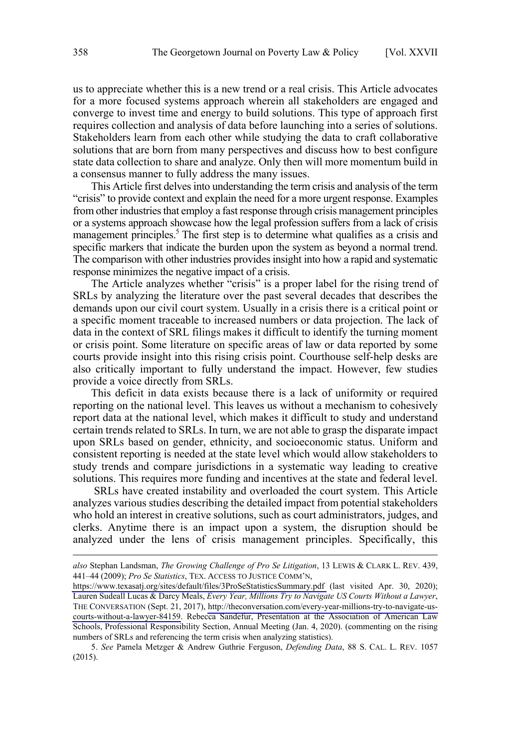us to appreciate whether this is a new trend or a real crisis. This Article advocates for a more focused systems approach wherein all stakeholders are engaged and converge to invest time and energy to build solutions. This type of approach first requires collection and analysis of data before launching into a series of solutions. Stakeholders learn from each other while studying the data to craft collaborative solutions that are born from many perspectives and discuss how to best configure state data collection to share and analyze. Only then will more momentum build in a consensus manner to fully address the many issues.

This Article first delves into understanding the term crisis and analysis of the term "crisis" to provide context and explain the need for a more urgent response. Examples from other industries that employ a fast response through crisis management principles or a systems approach showcase how the legal profession suffers from a lack of crisis management principles.[5] The first step is to determine what qualifies as a crisis and specific markers that indicate the burden upon the system as beyond a normal trend. The comparison with other industries provides insight into how a rapid and systematic response minimizes the negative impact of a crisis.

The Article analyzes whether "crisis" is a proper label for the rising trend of SRLs by analyzing the literature over the past several decades that describes the demands upon our civil court system. Usually in a crisis there is a critical point or a specific moment traceable to increased numbers or data projection. The lack of data in the context of SRL filings makes it difficult to identify the turning moment or crisis point. Some literature on specific areas of law or data reported by some courts provide insight into this rising crisis point. Courthouse self-help desks are also critically important to fully understand the impact. However, few studies provide a voice directly from SRLs.

This deficit in data exists because there is a lack of uniformity or required reporting on the national level. This leaves us without a mechanism to cohesively report data at the national level, which makes it difficult to study and understand certain trends related to SRLs. In turn, we are not able to grasp the disparate impact upon SRLs based on gender, ethnicity, and socioeconomic status. Uniform and consistent reporting is needed at the state level which would allow stakeholders to study trends and compare jurisdictions in a systematic way leading to creative solutions. This requires more funding and incentives at the state and federal level.

SRLs have created instability and overloaded the court system. This Article analyzes various studies describing the detailed impact from potential stakeholders who hold an interest in creative solutions, such as court administrators, judges, and clerks. Anytime there is an impact upon a system, the disruption should be analyzed under the lens of crisis management principles. Specifically, this

---

*also* Stephan Landsman, *The Growing Challenge of Pro Se Litigation*, 13 LEWIS & CLARK L. REV. 439, 441–44 (2009); *Pro Se Statistics*, TEX. ACCESS TO JUSTICE COMM'N, https://www.texasatj.org/sites/default/files/3ProSeStatisticsSummary.pdf (last visited Apr. 30, 2020); Lauren Sudeall Lucas & Darcy Meals, *Every Year, Millions Try to Navigate US Courts Without a Lawyer*, THE CONVERSATION (Sept. 21, 2017), http://theconversation.com/every-year-millions-try-to-navigate-us-courts-without-a-lawyer-84159. Rebecca Sandefur, Presentation at the Association of American Law Schools, Professional Responsibility Section, Annual Meeting (Jan. 4, 2020). (commenting on the rising numbers of SRLs and referencing the term crisis when analyzing statistics).

5. *See* Pamela Metzger & Andrew Guthrie Ferguson, *Defending Data*, 88 S. CAL. L. REV. 1057 (2015).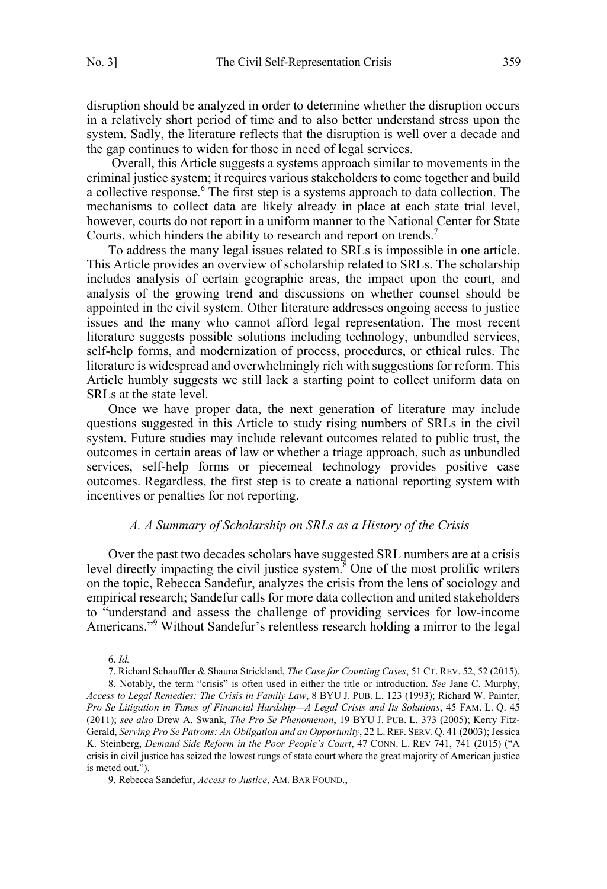disruption should be analyzed in order to determine whether the disruption occurs in a relatively short period of time and to also better understand stress upon the system. Sadly, the literature reflects that the disruption is well over a decade and the gap continues to widen for those in need of legal services.

Overall, this Article suggests a systems approach similar to movements in the criminal justice system; it requires various stakeholders to come together and build a collective response.[6] The first step is a systems approach to data collection. The mechanisms to collect data are likely already in place at each state trial level, however, courts do not report in a uniform manner to the National Center for State Courts, which hinders the ability to research and report on trends.[7]

To address the many legal issues related to SRLs is impossible in one article. This Article provides an overview of scholarship related to SRLs. The scholarship includes analysis of certain geographic areas, the impact upon the court, and analysis of the growing trend and discussions on whether counsel should be appointed in the civil system. Other literature addresses ongoing access to justice issues and the many who cannot afford legal representation. The most recent literature suggests possible solutions including technology, unbundled services, self-help forms, and modernization of process, procedures, or ethical rules. The literature is widespread and overwhelmingly rich with suggestions for reform. This Article humbly suggests we still lack a starting point to collect uniform data on SRLs at the state level.

Once we have proper data, the next generation of literature may include questions suggested in this Article to study rising numbers of SRLs in the civil system. Future studies may include relevant outcomes related to public trust, the outcomes in certain areas of law or whether a triage approach, such as unbundled services, self-help forms or piecemeal technology provides positive case outcomes. Regardless, the first step is to create a national reporting system with incentives or penalties for not reporting.

### *A. A Summary of Scholarship on SRLs as a History of the Crisis*

Over the past two decades scholars have suggested SRL numbers are at a crisis level directly impacting the civil justice system.[8] One of the most prolific writers on the topic, Rebecca Sandefur, analyzes the crisis from the lens of sociology and empirical research; Sandefur calls for more data collection and united stakeholders to "understand and assess the challenge of providing services for low-income Americans."[9] Without Sandefur's relentless research holding a mirror to the legal

---

6. *Id.*

7. Richard Schauffler & Shauna Strickland, *The Case for Counting Cases*, 51 CT. REV. 52, 52 (2015).

8. Notably, the term "crisis" is often used in either the title or introduction. *See* Jane C. Murphy, *Access to Legal Remedies: The Crisis in Family Law*, 8 BYU J. PUB. L. 123 (1993); Richard W. Painter, *Pro Se Litigation in Times of Financial Hardship—A Legal Crisis and Its Solutions*, 45 FAM. L. Q. 45 (2011); *see also* Drew A. Swank, *The Pro Se Phenomenon*, 19 BYU J. PUB. L. 373 (2005); Kerry Fitz-Gerald, *Serving Pro Se Patrons: An Obligation and an Opportunity*, 22 L. REF. SERV. Q. 41 (2003); Jessica K. Steinberg, *Demand Side Reform in the Poor People's Court*, 47 CONN. L. REV 741, 741 (2015) ("A crisis in civil justice has seized the lowest rungs of state court where the great majority of American justice is meted out.").

9. Rebecca Sandefur, *Access to Justice*, AM. BAR FOUND.,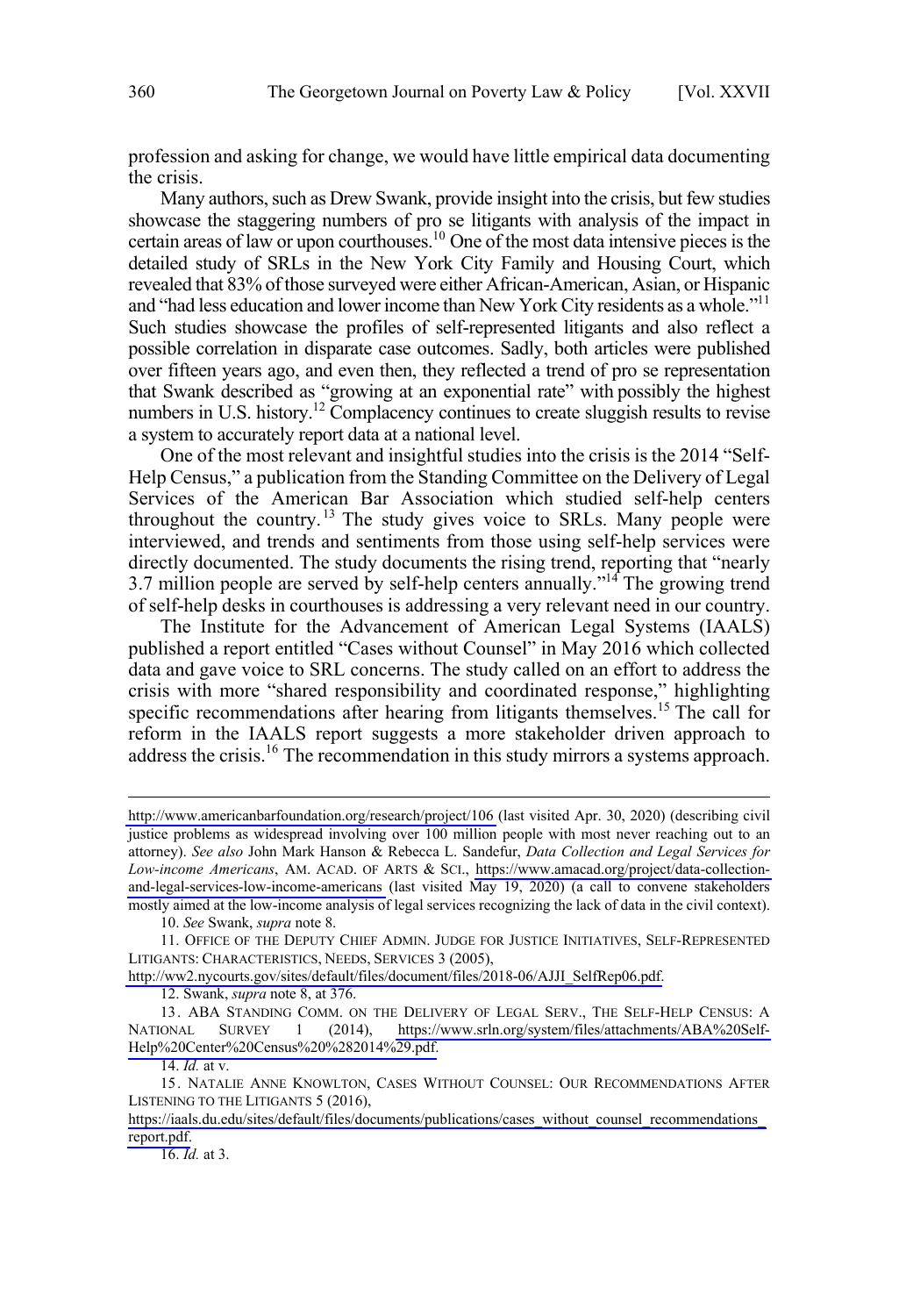profession and asking for change, we would have little empirical data documenting the crisis.

Many authors, such as Drew Swank, provide insight into the crisis, but few studies showcase the staggering numbers of pro se litigants with analysis of the impact in certain areas of law or upon courthouses.[10] One of the most data intensive pieces is the detailed study of SRLs in the New York City Family and Housing Court, which revealed that 83% of those surveyed were either African-American, Asian, or Hispanic and "had less education and lower income than New York City residents as a whole."[11] Such studies showcase the profiles of self-represented litigants and also reflect a possible correlation in disparate case outcomes. Sadly, both articles were published over fifteen years ago, and even then, they reflected a trend of pro se representation that Swank described as "growing at an exponential rate" with possibly the highest numbers in U.S. history.[12] Complacency continues to create sluggish results to revise a system to accurately report data at a national level.

One of the most relevant and insightful studies into the crisis is the 2014 "Self-Help Census," a publication from the Standing Committee on the Delivery of Legal Services of the American Bar Association which studied self-help centers throughout the country.[13] The study gives voice to SRLs. Many people were interviewed, and trends and sentiments from those using self-help services were directly documented. The study documents the rising trend, reporting that "nearly 3.7 million people are served by self-help centers annually."[14] The growing trend of self-help desks in courthouses is addressing a very relevant need in our country.

The Institute for the Advancement of American Legal Systems (IAALS) published a report entitled "Cases without Counsel" in May 2016 which collected data and gave voice to SRL concerns. The study called on an effort to address the crisis with more "shared responsibility and coordinated response," highlighting specific recommendations after hearing from litigants themselves.[15] The call for reform in the IAALS report suggests a more stakeholder driven approach to address the crisis.[16] The recommendation in this study mirrors a systems approach.

---

http://www.americanbarfoundation.org/research/project/106 (last visited Apr. 30, 2020) (describing civil justice problems as widespread involving over 100 million people with most never reaching out to an attorney). *See also* John Mark Hanson & Rebecca L. Sandefur, *Data Collection and Legal Services for Low-income Americans*, AM. ACAD. OF ARTS & SCI., https://www.amacad.org/project/data-collection-and-legal-services-low-income-americans (last visited May 19, 2020) (a call to convene stakeholders mostly aimed at the low-income analysis of legal services recognizing the lack of data in the civil context).

10. *See* Swank, *supra* note 8.

11. OFFICE OF THE DEPUTY CHIEF ADMIN. JUDGE FOR JUSTICE INITIATIVES, SELF-REPRESENTED LITIGANTS: CHARACTERISTICS, NEEDS, SERVICES 3 (2005), http://ww2.nycourts.gov/sites/default/files/document/files/2018-06/AJJI_SelfRep06.pdf.

12. Swank, *supra* note 8, at 376.

13. ABA STANDING COMM. ON THE DELIVERY OF LEGAL SERV., THE SELF-HELP CENSUS: A NATIONAL SURVEY 1 (2014), https://www.srln.org/system/files/attachments/ABA%20Self-Help%20Center%20Census%20%282014%29.pdf.

14. *Id.* at v.

15. NATALIE ANNE KNOWLTON, CASES WITHOUT COUNSEL: OUR RECOMMENDATIONS AFTER LISTENING TO THE LITIGANTS 5 (2016), https://iaals.du.edu/sites/default/files/documents/publications/cases_without_counsel_recommendations_report.pdf.

16. *Id.* at 3.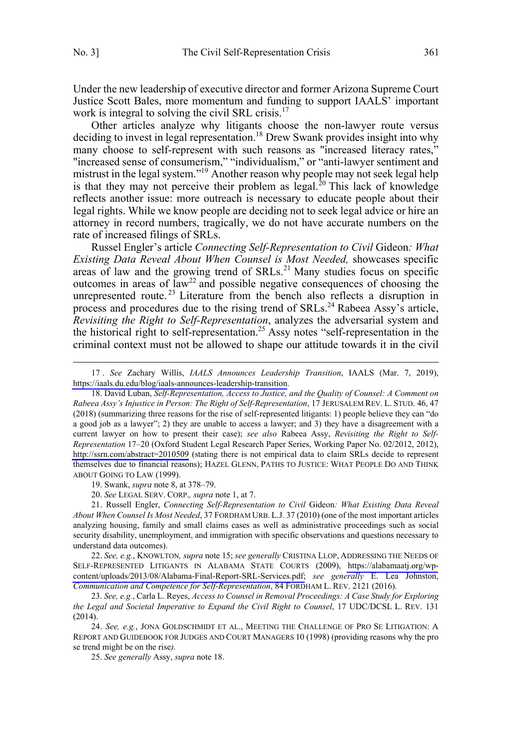Under the new leadership of executive director and former Arizona Supreme Court Justice Scott Bales, more momentum and funding to support IAALS' important work is integral to solving the civil SRL crisis.[17]

Other articles analyze why litigants choose the non-lawyer route versus deciding to invest in legal representation.[18] Drew Swank provides insight into why many choose to self-represent with such reasons as "increased literacy rates," "increased sense of consumerism," "individualism," or "anti-lawyer sentiment and mistrust in the legal system."[19] Another reason why people may not seek legal help is that they may not perceive their problem as legal.[20] This lack of knowledge reflects another issue: more outreach is necessary to educate people about their legal rights. While we know people are deciding not to seek legal advice or hire an attorney in record numbers, tragically, we do not have accurate numbers on the rate of increased filings of SRLs.

Russel Engler's article *Connecting Self-Representation to Civil* Gideon*: What Existing Data Reveal About When Counsel is Most Needed,* showcases specific areas of law and the growing trend of SRLs.[21] Many studies focus on specific outcomes in areas of law[22] and possible negative consequences of choosing the unrepresented route.[23] Literature from the bench also reflects a disruption in process and procedures due to the rising trend of SRLs.[24] Rabeea Assy's article, *Revisiting the Right to Self-Representation*, analyzes the adversarial system and the historical right to self-representation.[25] Assy notes "self-representation in the criminal context must not be allowed to shape our attitude towards it in the civil

---

17 . *See* Zachary Willis, *IAALS Announces Leadership Transition*, IAALS (Mar. 7, 2019), https://iaals.du.edu/blog/iaals-announces-leadership-transition.

18. David Luban, *Self-Representation, Access to Justice, and the Quality of Counsel: A Comment on Rabeea Assy's Injustice in Person: The Right of Self-Representation*, 17 JERUSALEM REV. L. STUD. 46, 47 (2018) (summarizing three reasons for the rise of self-represented litigants: 1) people believe they can "do a good job as a lawyer"; 2) they are unable to access a lawyer; and 3) they have a disagreement with a current lawyer on how to present their case); *see also* Rabeea Assy, *Revisiting the Right to Self-Representation* 17–20 (Oxford Student Legal Research Paper Series, Working Paper No. 02/2012, 2012), http://ssrn.com/abstract=2010509 (stating there is not empirical data to claim SRLs decide to represent themselves due to financial reasons); HAZEL GLENN, PATHS TO JUSTICE: WHAT PEOPLE DO AND THINK ABOUT GOING TO LAW (1999).

19. Swank, *supra* note 8, at 378–79.

20. *See* LEGAL SERV. CORP.*, supra* note 1, at 7.

21. Russell Engler, *Connecting Self-Representation to Civil* Gideon*: What Existing Data Reveal About When Counsel Is Most Needed*, 37 FORDHAM URB. L.J. 37 (2010) (one of the most important articles analyzing housing, family and small claims cases as well as administrative proceedings such as social security disability, unemployment, and immigration with specific observations and questions necessary to understand data outcomes).

22. *See, e.g.*, KNOWLTON*, supra* note 15; *see generally* CRISTINA LLOP, ADDRESSING THE NEEDS OF SELF-REPRESENTED LITIGANTS IN ALABAMA STATE COURTS (2009), https://alabamaatj.org/wp-content/uploads/2013/08/Alabama-Final-Report-SRL-Services.pdf; *see generally* E. Lea Johnston, *Communication and Competence for Self-Representation*, 84 FORDHAM L. REV. 2121 (2016).

23. *See, e.g.*, Carla L. Reyes, *Access to Counsel in Removal Proceedings: A Case Study for Exploring the Legal and Societal Imperative to Expand the Civil Right to Counsel*, 17 UDC/DCSL L. REV. 131 (2014).

24. *See, e.g.*, JONA GOLDSCHMIDT ET AL., MEETING THE CHALLENGE OF PRO SE LITIGATION: A REPORT AND GUIDEBOOK FOR JUDGES AND COURT MANAGERS 10 (1998) (providing reasons why the pro se trend might be on the rise*).*

25. *See generally* Assy, *supra* note 18.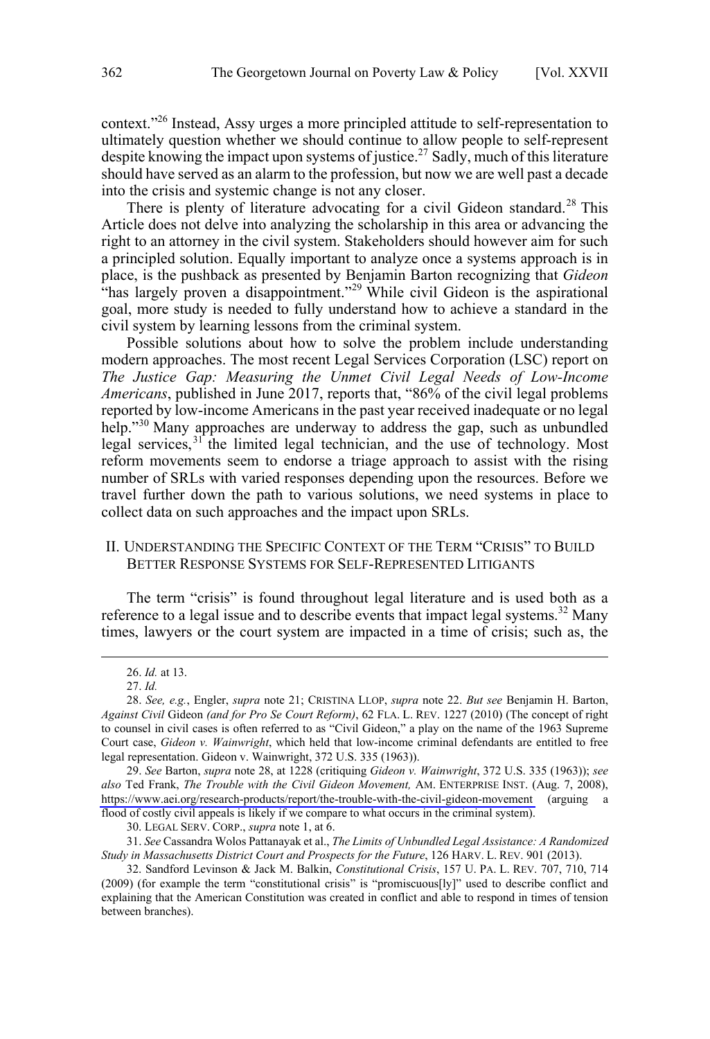context."[26] Instead, Assy urges a more principled attitude to self-representation to ultimately question whether we should continue to allow people to self-represent despite knowing the impact upon systems of justice.[27] Sadly, much of this literature should have served as an alarm to the profession, but now we are well past a decade into the crisis and systemic change is not any closer.

There is plenty of literature advocating for a civil Gideon standard.[28] This Article does not delve into analyzing the scholarship in this area or advancing the right to an attorney in the civil system. Stakeholders should however aim for such a principled solution. Equally important to analyze once a systems approach is in place, is the pushback as presented by Benjamin Barton recognizing that *Gideon* "has largely proven a disappointment."[29] While civil Gideon is the aspirational goal, more study is needed to fully understand how to achieve a standard in the civil system by learning lessons from the criminal system.

Possible solutions about how to solve the problem include understanding modern approaches. The most recent Legal Services Corporation (LSC) report on *The Justice Gap: Measuring the Unmet Civil Legal Needs of Low-Income Americans*, published in June 2017, reports that, "86% of the civil legal problems reported by low-income Americans in the past year received inadequate or no legal help."[30] Many approaches are underway to address the gap, such as unbundled legal services,[31] the limited legal technician, and the use of technology. Most reform movements seem to endorse a triage approach to assist with the rising number of SRLs with varied responses depending upon the resources. Before we travel further down the path to various solutions, we need systems in place to collect data on such approaches and the impact upon SRLs.

## II. Understanding the Specific Context of the Term "Crisis" to Build Better Response Systems for Self-Represented Litigants

The term "crisis" is found throughout legal literature and is used both as a reference to a legal issue and to describe events that impact legal systems.[32] Many times, lawyers or the court system are impacted in a time of crisis; such as, the

---

26. *Id.* at 13.

27. *Id.*

28. *See, e.g.*, Engler, *supra* note 21; CRISTINA LLOP, *supra* note 22. *But see* Benjamin H. Barton, *Against Civil* Gideon *(and for Pro Se Court Reform)*, 62 FLA. L. REV. 1227 (2010) (The concept of right to counsel in civil cases is often referred to as "Civil Gideon," a play on the name of the 1963 Supreme Court case, *Gideon v. Wainwright*, which held that low-income criminal defendants are entitled to free legal representation. Gideon v. Wainwright, 372 U.S. 335 (1963)).

29. *See* Barton, *supra* note 28, at 1228 (critiquing *Gideon v. Wainwright*, 372 U.S. 335 (1963)); *see also* Ted Frank, *The Trouble with the Civil Gideon Movement,* AM. ENTERPRISE INST. (Aug. 7, 2008), https://www.aei.org/research-products/report/the-trouble-with-the-civil-gideon-movement (arguing a flood of costly civil appeals is likely if we compare to what occurs in the criminal system).

30. LEGAL SERV. CORP., *supra* note 1, at 6.

31. *See* Cassandra Wolos Pattanayak et al., *The Limits of Unbundled Legal Assistance: A Randomized Study in Massachusetts District Court and Prospects for the Future*, 126 HARV. L. REV. 901 (2013).

32. Sandford Levinson & Jack M. Balkin, *Constitutional Crisis*, 157 U. PA. L. REV. 707, 710, 714 (2009) (for example the term "constitutional crisis" is "promiscuous[ly]" used to describe conflict and explaining that the American Constitution was created in conflict and able to respond in times of tension between branches).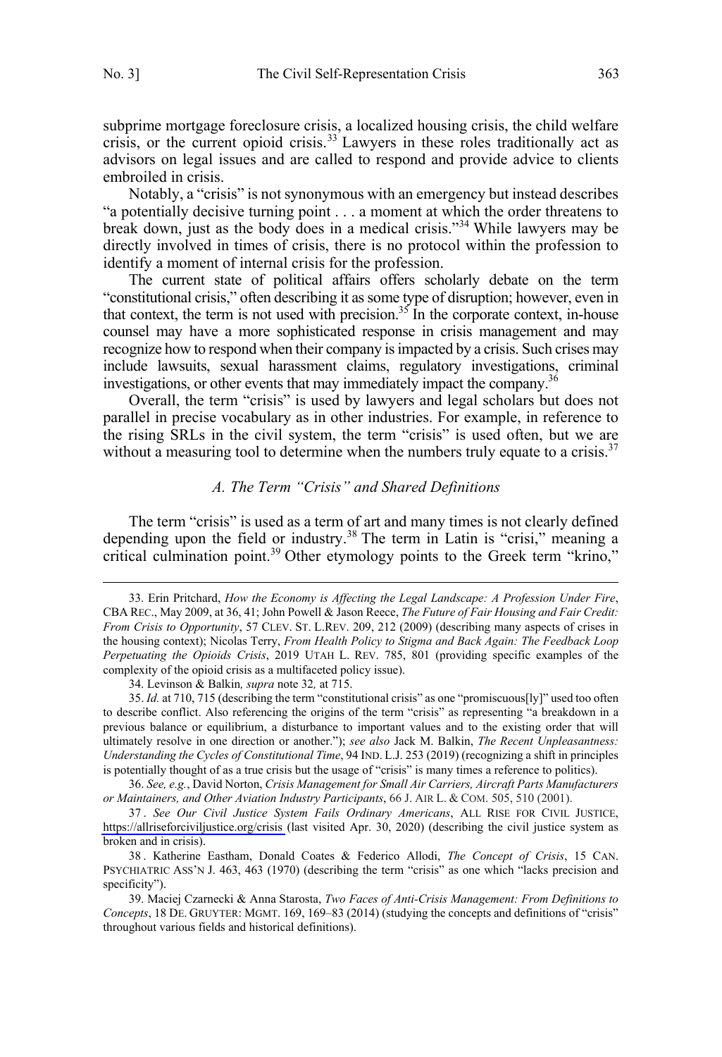subprime mortgage foreclosure crisis, a localized housing crisis, the child welfare crisis, or the current opioid crisis.[33] Lawyers in these roles traditionally act as advisors on legal issues and are called to respond and provide advice to clients embroiled in crisis.

Notably, a "crisis" is not synonymous with an emergency but instead describes "a potentially decisive turning point . . . a moment at which the order threatens to break down, just as the body does in a medical crisis."[34] While lawyers may be directly involved in times of crisis, there is no protocol within the profession to identify a moment of internal crisis for the profession.

The current state of political affairs offers scholarly debate on the term "constitutional crisis," often describing it as some type of disruption; however, even in that context, the term is not used with precision.[35] In the corporate context, in-house counsel may have a more sophisticated response in crisis management and may recognize how to respond when their company is impacted by a crisis. Such crises may include lawsuits, sexual harassment claims, regulatory investigations, criminal investigations, or other events that may immediately impact the company.[36]

Overall, the term "crisis" is used by lawyers and legal scholars but does not parallel in precise vocabulary as in other industries. For example, in reference to the rising SRLs in the civil system, the term "crisis" is used often, but we are without a measuring tool to determine when the numbers truly equate to a crisis.[37]

### *A. The Term "Crisis" and Shared Definitions*

The term "crisis" is used as a term of art and many times is not clearly defined depending upon the field or industry.[38] The term in Latin is "crisi," meaning a critical culmination point.[39] Other etymology points to the Greek term "krino,"

---

33. Erin Pritchard, *How the Economy is Affecting the Legal Landscape: A Profession Under Fire*, CBA REC., May 2009, at 36, 41; John Powell & Jason Reece, *The Future of Fair Housing and Fair Credit: From Crisis to Opportunity*, 57 CLEV. ST. L.REV. 209, 212 (2009) (describing many aspects of crises in the housing context); Nicolas Terry, *From Health Policy to Stigma and Back Again: The Feedback Loop Perpetuating the Opioids Crisis*, 2019 UTAH L. REV. 785, 801 (providing specific examples of the complexity of the opioid crisis as a multifaceted policy issue).

34. Levinson & Balkin*, supra* note 32*,* at 715.

35. *Id.* at 710, 715 (describing the term "constitutional crisis" as one "promiscuous[ly]" used too often to describe conflict. Also referencing the origins of the term "crisis" as representing "a breakdown in a previous balance or equilibrium, a disturbance to important values and to the existing order that will ultimately resolve in one direction or another."); *see also* Jack M. Balkin, *The Recent Unpleasantness: Understanding the Cycles of Constitutional Time*, 94 IND. L.J. 253 (2019) (recognizing a shift in principles is potentially thought of as a true crisis but the usage of "crisis" is many times a reference to politics).

36. *See, e.g.*, David Norton, *Crisis Management for Small Air Carriers, Aircraft Parts Manufacturers or Maintainers, and Other Aviation Industry Participants*, 66 J. AIR L. & COM. 505, 510 (2001).

37. *See Our Civil Justice System Fails Ordinary Americans*, ALL RISE FOR CIVIL JUSTICE, https://allriseforciviljustice.org/crisis (last visited Apr. 30, 2020) (describing the civil justice system as broken and in crisis).

38. Katherine Eastham, Donald Coates & Federico Allodi, *The Concept of Crisis*, 15 CAN. PSYCHIATRIC ASS'N J. 463, 463 (1970) (describing the term "crisis" as one which "lacks precision and specificity").

39. Maciej Czarnecki & Anna Starosta, *Two Faces of Anti-Crisis Management: From Definitions to Concepts*, 18 DE. GRUYTER: MGMT. 169, 169–83 (2014) (studying the concepts and definitions of "crisis" throughout various fields and historical definitions).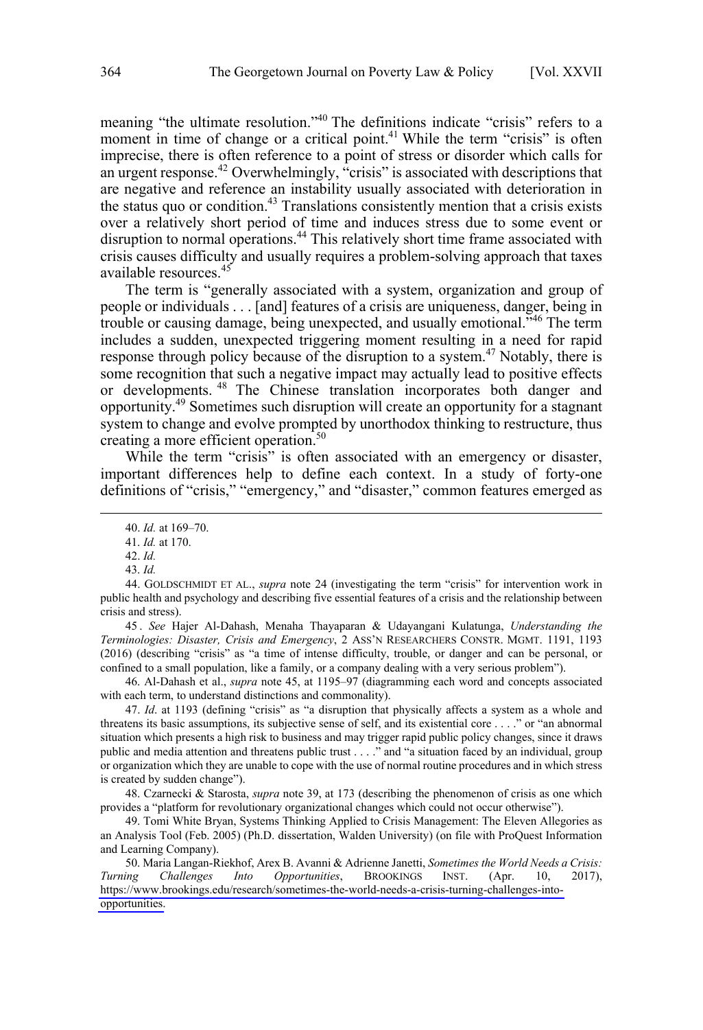meaning "the ultimate resolution."[40] The definitions indicate "crisis" refers to a moment in time of change or a critical point.[41] While the term "crisis" is often imprecise, there is often reference to a point of stress or disorder which calls for an urgent response.[42] Overwhelmingly, "crisis" is associated with descriptions that are negative and reference an instability usually associated with deterioration in the status quo or condition.[43] Translations consistently mention that a crisis exists over a relatively short period of time and induces stress due to some event or disruption to normal operations.[44] This relatively short time frame associated with crisis causes difficulty and usually requires a problem-solving approach that taxes available resources.[45]

The term is "generally associated with a system, organization and group of people or individuals . . . [and] features of a crisis are uniqueness, danger, being in trouble or causing damage, being unexpected, and usually emotional."[46] The term includes a sudden, unexpected triggering moment resulting in a need for rapid response through policy because of the disruption to a system.[47] Notably, there is some recognition that such a negative impact may actually lead to positive effects or developments.[48] The Chinese translation incorporates both danger and opportunity.[49] Sometimes such disruption will create an opportunity for a stagnant system to change and evolve prompted by unorthodox thinking to restructure, thus creating a more efficient operation.[50]

While the term "crisis" is often associated with an emergency or disaster, important differences help to define each context. In a study of forty-one definitions of "crisis," "emergency," and "disaster," common features emerged as

---

40. *Id.* at 169–70.

41. *Id.* at 170.

42. *Id.*

43. *Id.*

44. GOLDSCHMIDT ET AL., *supra* note 24 (investigating the term "crisis" for intervention work in public health and psychology and describing five essential features of a crisis and the relationship between crisis and stress).

45. *See* Hajer Al-Dahash, Menaha Thayaparan & Udayangani Kulatunga, *Understanding the Terminologies: Disaster, Crisis and Emergency*, 2 ASS'N RESEARCHERS CONSTR. MGMT. 1191, 1193 (2016) (describing "crisis" as "a time of intense difficulty, trouble, or danger and can be personal, or confined to a small population, like a family, or a company dealing with a very serious problem").

46. Al-Dahash et al., *supra* note 45, at 1195–97 (diagramming each word and concepts associated with each term, to understand distinctions and commonality).

47. *Id*. at 1193 (defining "crisis" as "a disruption that physically affects a system as a whole and threatens its basic assumptions, its subjective sense of self, and its existential core . . . ." or "an abnormal situation which presents a high risk to business and may trigger rapid public policy changes, since it draws public and media attention and threatens public trust . . . ." and "a situation faced by an individual, group or organization which they are unable to cope with the use of normal routine procedures and in which stress is created by sudden change").

48. Czarnecki & Starosta, *supra* note 39, at 173 (describing the phenomenon of crisis as one which provides a "platform for revolutionary organizational changes which could not occur otherwise").

49. Tomi White Bryan, Systems Thinking Applied to Crisis Management: The Eleven Allegories as an Analysis Tool (Feb. 2005) (Ph.D. dissertation, Walden University) (on file with ProQuest Information and Learning Company).

50. Maria Langan-Riekhof, Arex B. Avanni & Adrienne Janetti, *Sometimes the World Needs a Crisis: Turning Challenges Into Opportunities*, BROOKINGS INST. (Apr. 10, 2017), https://www.brookings.edu/research/sometimes-the-world-needs-a-crisis-turning-challenges-into-opportunities.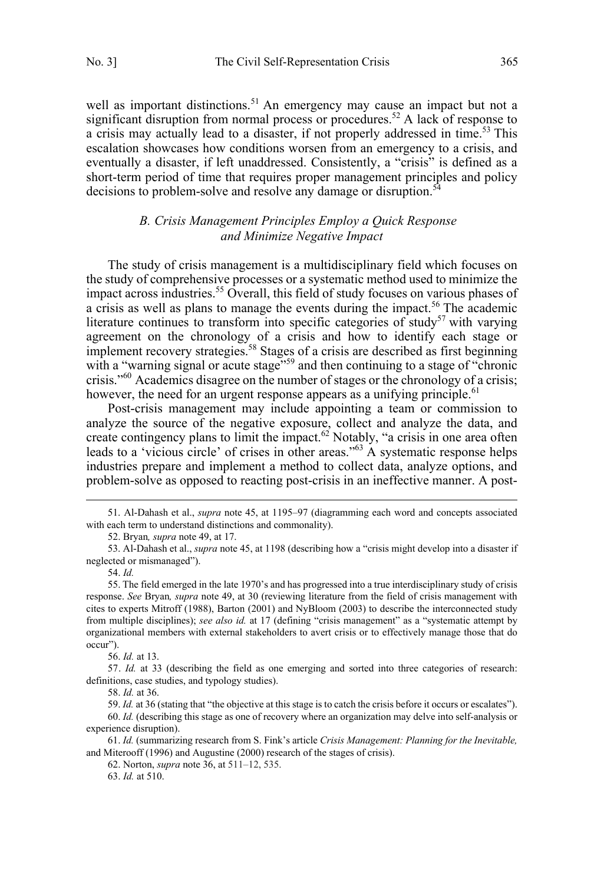well as important distinctions.[51] An emergency may cause an impact but not a significant disruption from normal process or procedures.[52] A lack of response to a crisis may actually lead to a disaster, if not properly addressed in time.[53] This escalation showcases how conditions worsen from an emergency to a crisis, and eventually a disaster, if left unaddressed. Consistently, a "crisis" is defined as a short-term period of time that requires proper management principles and policy decisions to problem-solve and resolve any damage or disruption.[54]

### *B. Crisis Management Principles Employ a Quick Response and Minimize Negative Impact*

The study of crisis management is a multidisciplinary field which focuses on the study of comprehensive processes or a systematic method used to minimize the impact across industries.[55] Overall, this field of study focuses on various phases of a crisis as well as plans to manage the events during the impact.[56] The academic literature continues to transform into specific categories of study[57] with varying agreement on the chronology of a crisis and how to identify each stage or implement recovery strategies.[58] Stages of a crisis are described as first beginning with a "warning signal or acute stage"[59] and then continuing to a stage of "chronic crisis."[60] Academics disagree on the number of stages or the chronology of a crisis; however, the need for an urgent response appears as a unifying principle.[61]

Post-crisis management may include appointing a team or commission to analyze the source of the negative exposure, collect and analyze the data, and create contingency plans to limit the impact.[62] Notably, "a crisis in one area often leads to a 'vicious circle' of crises in other areas."[63] A systematic response helps industries prepare and implement a method to collect data, analyze options, and problem-solve as opposed to reacting post-crisis in an ineffective manner. A post-

---

51. Al-Dahash et al., *supra* note 45, at 1195–97 (diagramming each word and concepts associated with each term to understand distinctions and commonality).

52. Bryan*, supra* note 49, at 17.

53. Al-Dahash et al., *supra* note 45, at 1198 (describing how a "crisis might develop into a disaster if neglected or mismanaged").

54. *Id.*

55. The field emerged in the late 1970's and has progressed into a true interdisciplinary study of crisis response. *See* Bryan*, supra* note 49, at 30 (reviewing literature from the field of crisis management with cites to experts Mitroff (1988), Barton (2001) and NyBloom (2003) to describe the interconnected study from multiple disciplines); *see also id.* at 17 (defining "crisis management" as a "systematic attempt by organizational members with external stakeholders to avert crisis or to effectively manage those that do occur").

56. *Id.* at 13.

57. *Id.* at 33 (describing the field as one emerging and sorted into three categories of research: definitions, case studies, and typology studies).

58. *Id.* at 36.

59. *Id.* at 36 (stating that "the objective at this stage is to catch the crisis before it occurs or escalates").

60. *Id.* (describing this stage as one of recovery where an organization may delve into self-analysis or experience disruption).

61. *Id.* (summarizing research from S. Fink's article *Crisis Management: Planning for the Inevitable,* and Miterooff (1996) and Augustine (2000) research of the stages of crisis).

62. Norton, *supra* note 36, at 511–12, 535.

63. *Id.* at 510.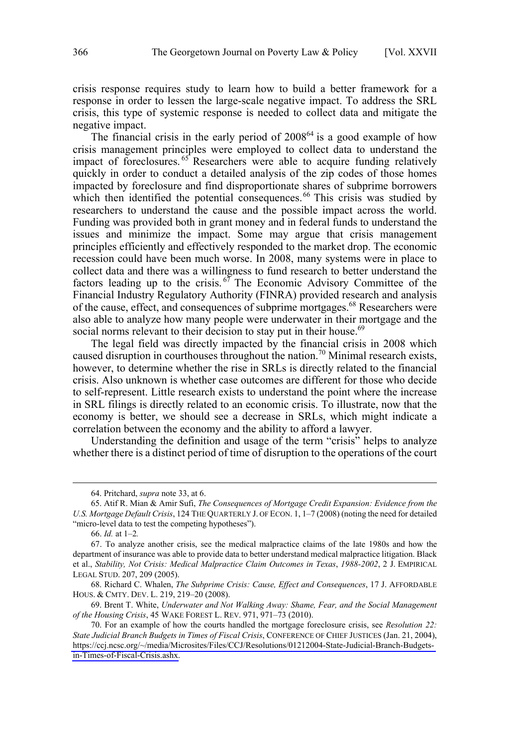crisis response requires study to learn how to build a better framework for a response in order to lessen the large-scale negative impact. To address the SRL crisis, this type of systemic response is needed to collect data and mitigate the negative impact.

The financial crisis in the early period of 2008[64] is a good example of how crisis management principles were employed to collect data to understand the impact of foreclosures.[65] Researchers were able to acquire funding relatively quickly in order to conduct a detailed analysis of the zip codes of those homes impacted by foreclosure and find disproportionate shares of subprime borrowers which then identified the potential consequences.[66] This crisis was studied by researchers to understand the cause and the possible impact across the world. Funding was provided both in grant money and in federal funds to understand the issues and minimize the impact. Some may argue that crisis management principles efficiently and effectively responded to the market drop. The economic recession could have been much worse. In 2008, many systems were in place to collect data and there was a willingness to fund research to better understand the factors leading up to the crisis.[67] The Economic Advisory Committee of the Financial Industry Regulatory Authority (FINRA) provided research and analysis of the cause, effect, and consequences of subprime mortgages.[68] Researchers were also able to analyze how many people were underwater in their mortgage and the social norms relevant to their decision to stay put in their house.[69]

The legal field was directly impacted by the financial crisis in 2008 which caused disruption in courthouses throughout the nation.[70] Minimal research exists, however, to determine whether the rise in SRLs is directly related to the financial crisis. Also unknown is whether case outcomes are different for those who decide to self-represent. Little research exists to understand the point where the increase in SRL filings is directly related to an economic crisis. To illustrate, now that the economy is better, we should see a decrease in SRLs, which might indicate a correlation between the economy and the ability to afford a lawyer.

Understanding the definition and usage of the term "crisis" helps to analyze whether there is a distinct period of time of disruption to the operations of the court

---

64. Pritchard, *supra* note 33, at 6.

65. Atif R. Mian & Amir Sufi, *The Consequences of Mortgage Credit Expansion: Evidence from the U.S. Mortgage Default Crisis*, 124 THE QUARTERLY J. OF ECON. 1, 1–7 (2008) (noting the need for detailed "micro-level data to test the competing hypotheses").

66. *Id.* at 1–2*.*

67. To analyze another crisis, see the medical malpractice claims of the late 1980s and how the department of insurance was able to provide data to better understand medical malpractice litigation. Black et al., *Stability, Not Crisis: Medical Malpractice Claim Outcomes in Texas*, *1988-2002*, 2 J. EMPIRICAL LEGAL STUD. 207, 209 (2005).

68. Richard C. Whalen, *The Subprime Crisis: Cause, Effect and Consequences*, 17 J. AFFORDABLE HOUS. & CMTY. DEV. L. 219, 219–20 (2008).

69. Brent T. White, *Underwater and Not Walking Away: Shame, Fear, and the Social Management of the Housing Crisis*, 45 WAKE FOREST L. REV. 971, 971–73 (2010).

70. For an example of how the courts handled the mortgage foreclosure crisis, see *Resolution 22: State Judicial Branch Budgets in Times of Fiscal Crisis*, CONFERENCE OF CHIEF JUSTICES (Jan. 21, 2004), https://ccj.ncsc.org/~/media/Microsites/Files/CCJ/Resolutions/01212004-State-Judicial-Branch-Budgets-in-Times-of-Fiscal-Crisis.ashx.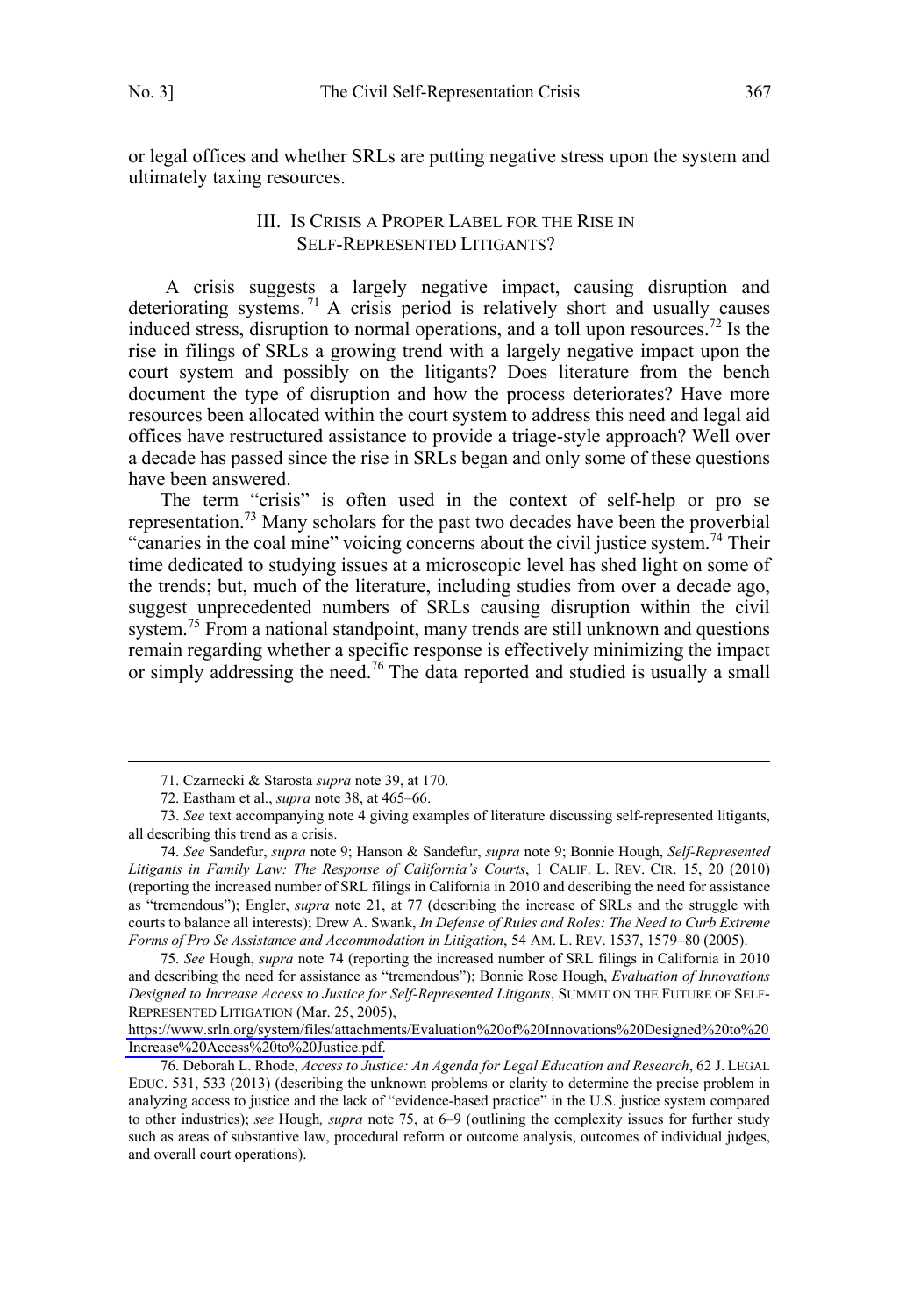or legal offices and whether SRLs are putting negative stress upon the system and ultimately taxing resources.

## III. IS CRISIS A PROPER LABEL FOR THE RISE IN SELF-REPRESENTED LITIGANTS?

A crisis suggests a largely negative impact, causing disruption and deteriorating systems.[71] A crisis period is relatively short and usually causes induced stress, disruption to normal operations, and a toll upon resources.[72] Is the rise in filings of SRLs a growing trend with a largely negative impact upon the court system and possibly on the litigants? Does literature from the bench document the type of disruption and how the process deteriorates? Have more resources been allocated within the court system to address this need and legal aid offices have restructured assistance to provide a triage-style approach? Well over a decade has passed since the rise in SRLs began and only some of these questions have been answered.

The term "crisis" is often used in the context of self-help or pro se representation.[73] Many scholars for the past two decades have been the proverbial "canaries in the coal mine" voicing concerns about the civil justice system.[74] Their time dedicated to studying issues at a microscopic level has shed light on some of the trends; but, much of the literature, including studies from over a decade ago, suggest unprecedented numbers of SRLs causing disruption within the civil system.[75] From a national standpoint, many trends are still unknown and questions remain regarding whether a specific response is effectively minimizing the impact or simply addressing the need.[76] The data reported and studied is usually a small

---

71. Czarnecki & Starosta *supra* note 39, at 170.

72. Eastham et al., *supra* note 38, at 465–66.

73. *See* text accompanying note 4 giving examples of literature discussing self-represented litigants, all describing this trend as a crisis.

74. *See* Sandefur, *supra* note 9; Hanson & Sandefur, *supra* note 9; Bonnie Hough, *Self-Represented Litigants in Family Law: The Response of California's Courts*, 1 CALIF. L. REV. CIR. 15, 20 (2010) (reporting the increased number of SRL filings in California in 2010 and describing the need for assistance as "tremendous"); Engler, *supra* note 21, at 77 (describing the increase of SRLs and the struggle with courts to balance all interests); Drew A. Swank, *In Defense of Rules and Roles: The Need to Curb Extreme Forms of Pro Se Assistance and Accommodation in Litigation*, 54 AM. L. REV. 1537, 1579–80 (2005).

75. *See* Hough, *supra* note 74 (reporting the increased number of SRL filings in California in 2010 and describing the need for assistance as "tremendous"); Bonnie Rose Hough, *Evaluation of Innovations Designed to Increase Access to Justice for Self-Represented Litigants*, SUMMIT ON THE FUTURE OF SELF-REPRESENTED LITIGATION (Mar. 25, 2005), https://www.srln.org/system/files/attachments/Evaluation%20of%20Innovations%20Designed%20to%20Increase%20Access%20to%20Justice.pdf.

76. Deborah L. Rhode, *Access to Justice: An Agenda for Legal Education and Research*, 62 J. LEGAL EDUC. 531, 533 (2013) (describing the unknown problems or clarity to determine the precise problem in analyzing access to justice and the lack of "evidence-based practice" in the U.S. justice system compared to other industries); *see* Hough*, supra* note 75, at 6–9 (outlining the complexity issues for further study such as areas of substantive law, procedural reform or outcome analysis, outcomes of individual judges, and overall court operations).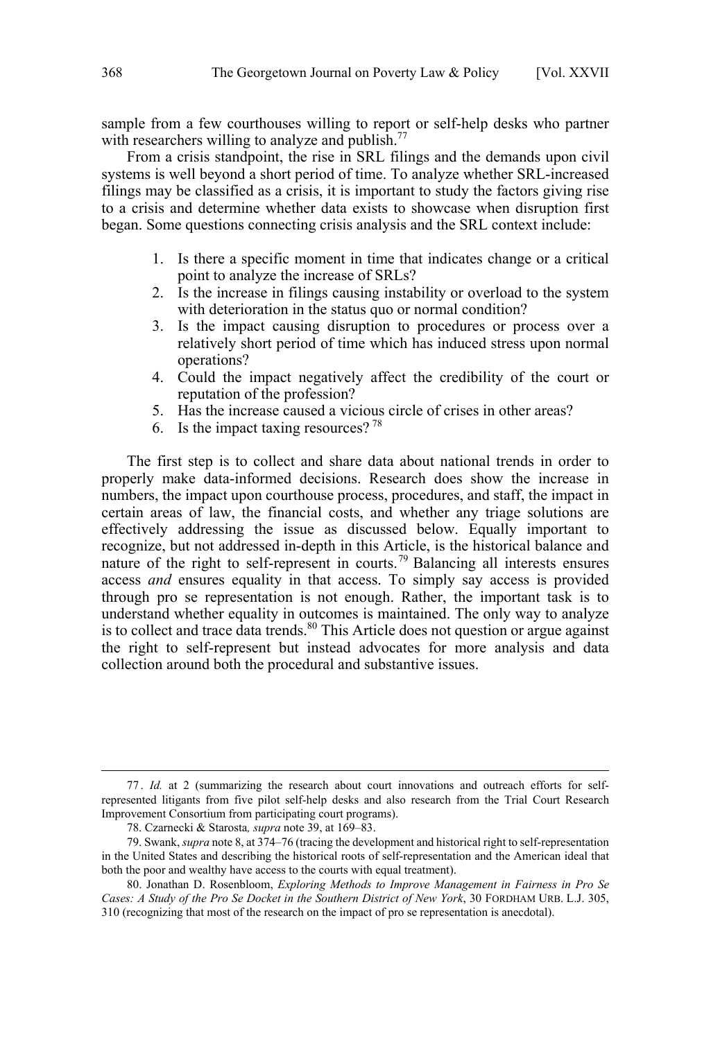sample from a few courthouses willing to report or self-help desks who partner with researchers willing to analyze and publish.[77]

From a crisis standpoint, the rise in SRL filings and the demands upon civil systems is well beyond a short period of time. To analyze whether SRL-increased filings may be classified as a crisis, it is important to study the factors giving rise to a crisis and determine whether data exists to showcase when disruption first began. Some questions connecting crisis analysis and the SRL context include:

1. Is there a specific moment in time that indicates change or a critical point to analyze the increase of SRLs?
2. Is the increase in filings causing instability or overload to the system with deterioration in the status quo or normal condition?
3. Is the impact causing disruption to procedures or process over a relatively short period of time which has induced stress upon normal operations?
4. Could the impact negatively affect the credibility of the court or reputation of the profession?
5. Has the increase caused a vicious circle of crises in other areas?
6. Is the impact taxing resources?[78]

The first step is to collect and share data about national trends in order to properly make data-informed decisions. Research does show the increase in numbers, the impact upon courthouse process, procedures, and staff, the impact in certain areas of law, the financial costs, and whether any triage solutions are effectively addressing the issue as discussed below. Equally important to recognize, but not addressed in-depth in this Article, is the historical balance and nature of the right to self-represent in courts.[79] Balancing all interests ensures access *and* ensures equality in that access. To simply say access is provided through pro se representation is not enough. Rather, the important task is to understand whether equality in outcomes is maintained. The only way to analyze is to collect and trace data trends.[80] This Article does not question or argue against the right to self-represent but instead advocates for more analysis and data collection around both the procedural and substantive issues.

---

77. *Id.* at 2 (summarizing the research about court innovations and outreach efforts for self-represented litigants from five pilot self-help desks and also research from the Trial Court Research Improvement Consortium from participating court programs).

78. Czarnecki & Starosta*, supra* note 39, at 169–83.

79. Swank, *supra* note 8, at 374–76 (tracing the development and historical right to self-representation in the United States and describing the historical roots of self-representation and the American ideal that both the poor and wealthy have access to the courts with equal treatment).

80. Jonathan D. Rosenbloom, *Exploring Methods to Improve Management in Fairness in Pro Se Cases: A Study of the Pro Se Docket in the Southern District of New York*, 30 FORDHAM URB. L.J. 305, 310 (recognizing that most of the research on the impact of pro se representation is anecdotal).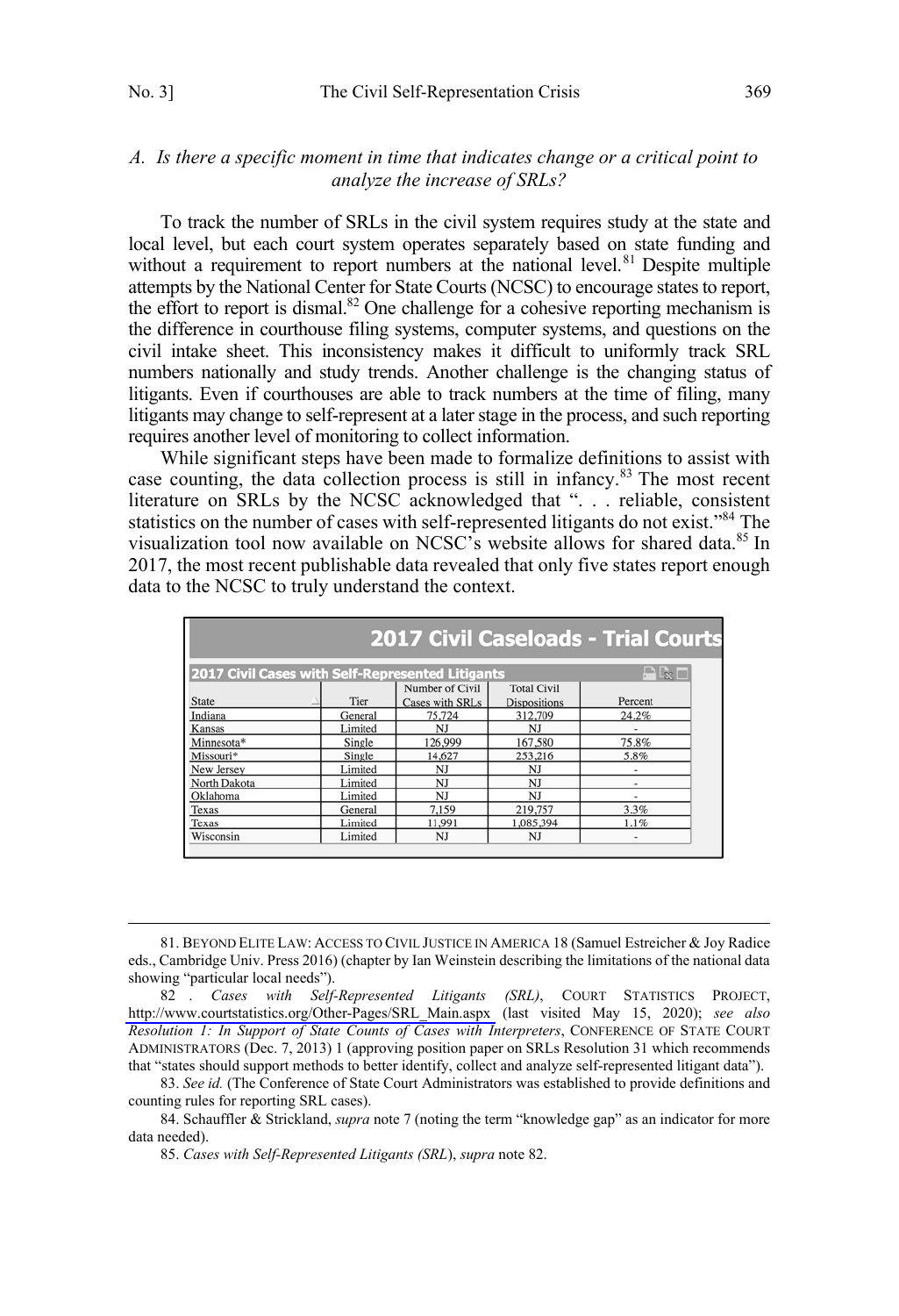### A. *Is there a specific moment in time that indicates change or a critical point to analyze the increase of SRLs?*

To track the number of SRLs in the civil system requires study at the state and local level, but each court system operates separately based on state funding and without a requirement to report numbers at the national level.[81] Despite multiple attempts by the National Center for State Courts (NCSC) to encourage states to report, the effort to report is dismal.[82] One challenge for a cohesive reporting mechanism is the difference in courthouse filing systems, computer systems, and questions on the civil intake sheet. This inconsistency makes it difficult to uniformly track SRL numbers nationally and study trends. Another challenge is the changing status of litigants. Even if courthouses are able to track numbers at the time of filing, many litigants may change to self-represent at a later stage in the process, and such reporting requires another level of monitoring to collect information.

While significant steps have been made to formalize definitions to assist with case counting, the data collection process is still in infancy.[83] The most recent literature on SRLs by the NCSC acknowledged that ". . . reliable, consistent statistics on the number of cases with self-represented litigants do not exist."[84] The visualization tool now available on NCSC's website allows for shared data.[85] In 2017, the most recent publishable data revealed that only five states report enough data to the NCSC to truly understand the context.

**2017 Civil Caseloads - Trial Courts**

**2017 Civil Cases with Self-Represented Litigants**

| State | Tier | Number of Civil Cases with SRLs | Total Civil Dispositions | Percent |
|---|---|---|---|---|
| Indiana | General | 75,724 | 312,709 | 24.2% |
| Kansas | Limited | NJ | NJ | - |
| Minnesota* | Single | 126,999 | 167,580 | 75.8% |
| Missouri* | Single | 14,627 | 253,216 | 5.8% |
| New Jersey | Limited | NJ | NJ | - |
| North Dakota | Limited | NJ | NJ | - |
| Oklahoma | Limited | NJ | NJ | - |
| Texas | General | 7,159 | 219,757 | 3.3% |
| Texas | Limited | 11,991 | 1,085,394 | 1.1% |
| Wisconsin | Limited | NJ | NJ | - |

---

81. BEYOND ELITE LAW: ACCESS TO CIVIL JUSTICE IN AMERICA 18 (Samuel Estreicher & Joy Radice eds., Cambridge Univ. Press 2016) (chapter by Ian Weinstein describing the limitations of the national data showing "particular local needs").

82. *Cases with Self-Represented Litigants (SRL)*, COURT STATISTICS PROJECT, http://www.courtstatistics.org/Other-Pages/SRL_Main.aspx (last visited May 15, 2020); *see also Resolution 1: In Support of State Counts of Cases with Interpreters*, CONFERENCE OF STATE COURT ADMINISTRATORS (Dec. 7, 2013) 1 (approving position paper on SRLs Resolution 31 which recommends that "states should support methods to better identify, collect and analyze self-represented litigant data").

83. *See id.* (The Conference of State Court Administrators was established to provide definitions and counting rules for reporting SRL cases).

84. Schauffler & Strickland, *supra* note 7 (noting the term "knowledge gap" as an indicator for more data needed).

85. *Cases with Self-Represented Litigants (SRL)*, *supra* note 82.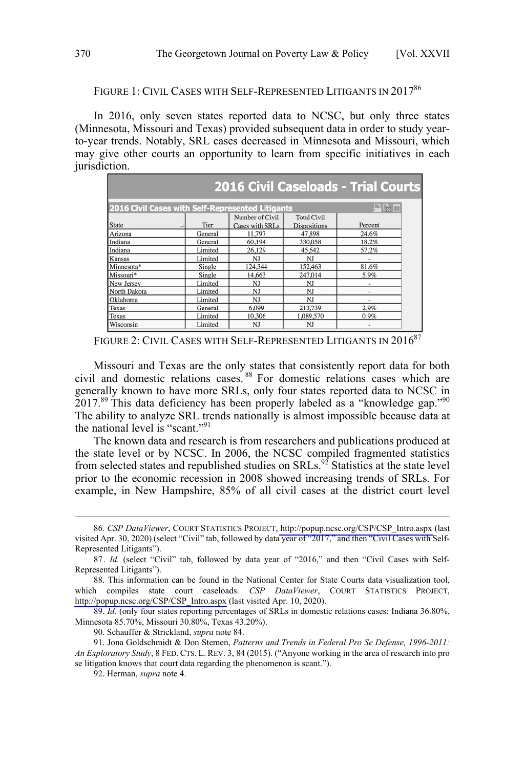FIGURE 1: CIVIL CASES WITH SELF-REPRESENTED LITIGANTS IN 2017[86]

In 2016, only seven states reported data to NCSC, but only three states (Minnesota, Missouri and Texas) provided subsequent data in order to study year-to-year trends. Notably, SRL cases decreased in Minnesota and Missouri, which may give other courts an opportunity to learn from specific initiatives in each jurisdiction.

**2016 Civil Caseloads - Trial Courts**

**2016 Civil Cases with Self-Represented Litigants**

| State | Tier | Number of Civil Cases with SRLs | Total Civil Dispositions | Percent |
|---|---|---|---|---|
| Arizona | General | 11,797 | 47,898 | 24.6% |
| Indiana | General | 60,194 | 330,058 | 18.2% |
| Indiana | Limited | 26,129 | 45,642 | 57.2% |
| Kansas | Limited | NJ | NJ | - |
| Minnesota* | Single | 124,344 | 152,463 | 81.6% |
| Missouri* | Single | 14,663 | 247,014 | 5.9% |
| New Jersey | Limited | NJ | NJ | - |
| North Dakota | Limited | NJ | NJ | - |
| Oklahoma | Limited | NJ | NJ | - |
| Texas | General | 6,099 | 213,739 | 2.9% |
| Texas | Limited | 10,306 | 1,089,570 | 0.9% |
| Wisconsin | Limited | NJ | NJ | - |

FIGURE 2: CIVIL CASES WITH SELF-REPRESENTED LITIGANTS IN 2016[87]

Missouri and Texas are the only states that consistently report data for both civil and domestic relations cases.[88] For domestic relations cases which are generally known to have more SRLs, only four states reported data to NCSC in 2017.[89] This data deficiency has been properly labeled as a "knowledge gap."[90] The ability to analyze SRL trends nationally is almost impossible because data at the national level is "scant."[91]

The known data and research is from researchers and publications produced at the state level or by NCSC. In 2006, the NCSC compiled fragmented statistics from selected states and republished studies on SRLs.[92] Statistics at the state level prior to the economic recession in 2008 showed increasing trends of SRLs. For example, in New Hampshire, 85% of all civil cases at the district court level

---

86. *CSP DataViewer*, COURT STATISTICS PROJECT, http://popup.ncsc.org/CSP/CSP_Intro.aspx (last visited Apr. 30, 2020) (select "Civil" tab, followed by data year of "2017," and then "Civil Cases with Self-Represented Litigants").

87. *Id.* (select "Civil" tab, followed by data year of "2016," and then "Civil Cases with Self-Represented Litigants").

88. This information can be found in the National Center for State Courts data visualization tool, which compiles state court caseloads. *CSP DataViewer*, COURT STATISTICS PROJECT, http://popup.ncsc.org/CSP/CSP_Intro.aspx (last visited Apr. 10, 2020).

89. *Id.* (only four states reporting percentages of SRLs in domestic relations cases: Indiana 36.80%, Minnesota 85.70%, Missouri 30.80%, Texas 43.20%).

90. Schauffer & Strickland, *supra* note 84.

91. Jona Goldschmidt & Don Stemen, *Patterns and Trends in Federal Pro Se Defense, 1996-2011: An Exploratory Study*, 8 FED. CTS. L. REV. 3, 84 (2015). ("Anyone working in the area of research into pro se litigation knows that court data regarding the phenomenon is scant.").

92. Herman, *supra* note 4.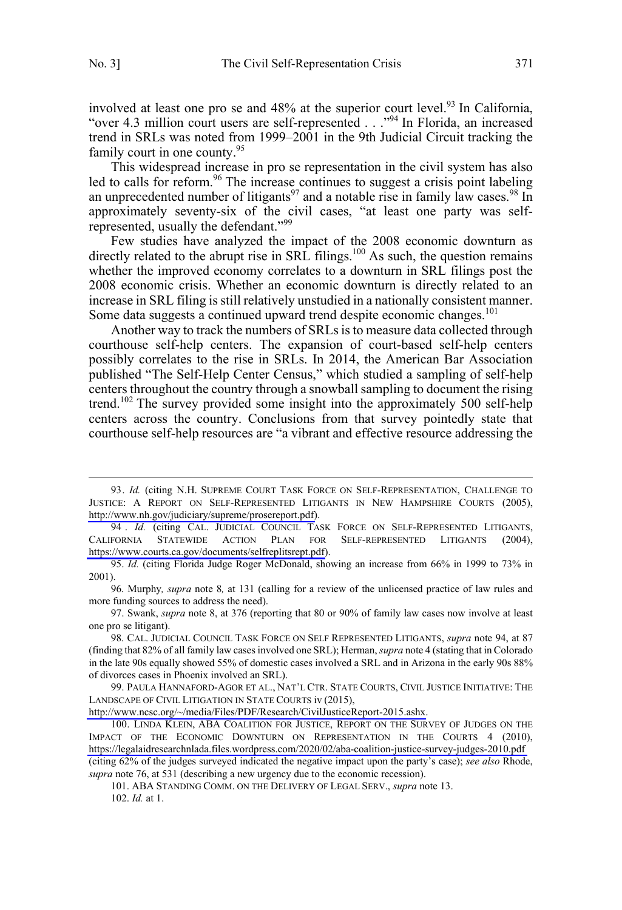involved at least one pro se and 48% at the superior court level.[93] In California, "over 4.3 million court users are self-represented . . ."[94] In Florida, an increased trend in SRLs was noted from 1999–2001 in the 9th Judicial Circuit tracking the family court in one county.[95]

This widespread increase in pro se representation in the civil system has also led to calls for reform.[96] The increase continues to suggest a crisis point labeling an unprecedented number of litigants[97] and a notable rise in family law cases.[98] In approximately seventy-six of the civil cases, "at least one party was self-represented, usually the defendant."[99]

Few studies have analyzed the impact of the 2008 economic downturn as directly related to the abrupt rise in SRL filings.[100] As such, the question remains whether the improved economy correlates to a downturn in SRL filings post the 2008 economic crisis. Whether an economic downturn is directly related to an increase in SRL filing is still relatively unstudied in a nationally consistent manner. Some data suggests a continued upward trend despite economic changes.[101]

Another way to track the numbers of SRLs is to measure data collected through courthouse self-help centers. The expansion of court-based self-help centers possibly correlates to the rise in SRLs. In 2014, the American Bar Association published "The Self-Help Center Census," which studied a sampling of self-help centers throughout the country through a snowball sampling to document the rising trend.[102] The survey provided some insight into the approximately 500 self-help centers across the country. Conclusions from that survey pointedly state that courthouse self-help resources are "a vibrant and effective resource addressing the

---

93. *Id.* (citing N.H. SUPREME COURT TASK FORCE ON SELF-REPRESENTATION, CHALLENGE TO JUSTICE: A REPORT ON SELF-REPRESENTED LITIGANTS IN NEW HAMPSHIRE COURTS (2005), http://www.nh.gov/judiciary/supreme/prosereport.pdf).

94. *Id.* (citing CAL. JUDICIAL COUNCIL TASK FORCE ON SELF-REPRESENTED LITIGANTS, CALIFORNIA STATEWIDE ACTION PLAN FOR SELF-REPRESENTED LITIGANTS (2004), https://www.courts.ca.gov/documents/selfreplitsrept.pdf).

95. *Id.* (citing Florida Judge Roger McDonald, showing an increase from 66% in 1999 to 73% in 2001).

96. Murphy*, supra* note 8*,* at 131 (calling for a review of the unlicensed practice of law rules and more funding sources to address the need).

97. Swank, *supra* note 8, at 376 (reporting that 80 or 90% of family law cases now involve at least one pro se litigant).

98. CAL. JUDICIAL COUNCIL TASK FORCE ON SELF REPRESENTED LITIGANTS, *supra* note 94, at 87 (finding that 82% of all family law cases involved one SRL); Herman, *supra* note 4 (stating that in Colorado in the late 90s equally showed 55% of domestic cases involved a SRL and in Arizona in the early 90s 88% of divorces cases in Phoenix involved an SRL).

99. PAULA HANNAFORD-AGOR ET AL., NAT'L CTR. STATE COURTS, CIVIL JUSTICE INITIATIVE: THE LANDSCAPE OF CIVIL LITIGATION IN STATE COURTS iv (2015), http://www.ncsc.org/~/media/Files/PDF/Research/CivilJusticeReport-2015.ashx.

100. LINDA KLEIN, ABA COALITION FOR JUSTICE, REPORT ON THE SURVEY OF JUDGES ON THE IMPACT OF THE ECONOMIC DOWNTURN ON REPRESENTATION IN THE COURTS 4 (2010), https://legalaidresearchnlada.files.wordpress.com/2020/02/aba-coalition-justice-survey-judges-2010.pdf (citing 62% of the judges surveyed indicated the negative impact upon the party's case); *see also* Rhode, *supra* note 76, at 531 (describing a new urgency due to the economic recession).

101. ABA STANDING COMM. ON THE DELIVERY OF LEGAL SERV., *supra* note 13.

102. *Id.* at 1.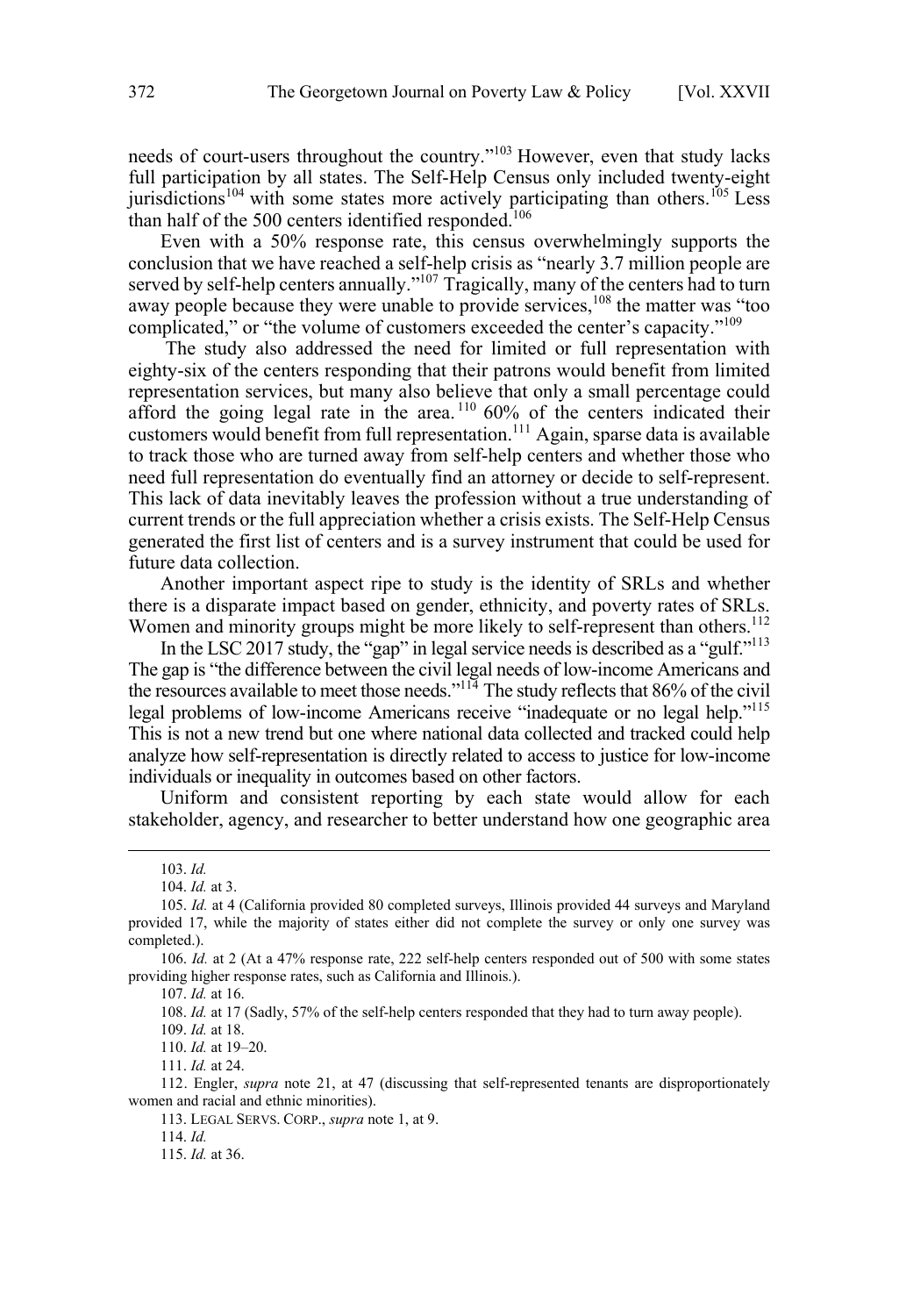needs of court-users throughout the country."[103] However, even that study lacks full participation by all states. The Self-Help Census only included twenty-eight jurisdictions[104] with some states more actively participating than others.[105] Less than half of the 500 centers identified responded.[106]

Even with a 50% response rate, this census overwhelmingly supports the conclusion that we have reached a self-help crisis as "nearly 3.7 million people are served by self-help centers annually."[107] Tragically, many of the centers had to turn away people because they were unable to provide services,[108] the matter was "too complicated," or "the volume of customers exceeded the center's capacity."[109]

The study also addressed the need for limited or full representation with eighty-six of the centers responding that their patrons would benefit from limited representation services, but many also believe that only a small percentage could afford the going legal rate in the area.[110] 60% of the centers indicated their customers would benefit from full representation.[111] Again, sparse data is available to track those who are turned away from self-help centers and whether those who need full representation do eventually find an attorney or decide to self-represent. This lack of data inevitably leaves the profession without a true understanding of current trends or the full appreciation whether a crisis exists. The Self-Help Census generated the first list of centers and is a survey instrument that could be used for future data collection.

Another important aspect ripe to study is the identity of SRLs and whether there is a disparate impact based on gender, ethnicity, and poverty rates of SRLs. Women and minority groups might be more likely to self-represent than others.[112]

In the LSC 2017 study, the "gap" in legal service needs is described as a "gulf."[113] The gap is "the difference between the civil legal needs of low-income Americans and the resources available to meet those needs."[114] The study reflects that 86% of the civil legal problems of low-income Americans receive "inadequate or no legal help."[115] This is not a new trend but one where national data collected and tracked could help analyze how self-representation is directly related to access to justice for low-income individuals or inequality in outcomes based on other factors.

Uniform and consistent reporting by each state would allow for each stakeholder, agency, and researcher to better understand how one geographic area

---

103. *Id.*

104. *Id.* at 3.

105. *Id.* at 4 (California provided 80 completed surveys, Illinois provided 44 surveys and Maryland provided 17, while the majority of states either did not complete the survey or only one survey was completed.).

106. *Id.* at 2 (At a 47% response rate, 222 self-help centers responded out of 500 with some states providing higher response rates, such as California and Illinois.).

107. *Id.* at 16.

108. *Id.* at 17 (Sadly, 57% of the self-help centers responded that they had to turn away people).

109. *Id.* at 18.

110. *Id.* at 19–20.

111. *Id.* at 24.

112. Engler, *supra* note 21, at 47 (discussing that self-represented tenants are disproportionately women and racial and ethnic minorities).

113. LEGAL SERVS. CORP., *supra* note 1, at 9.

114. *Id.*

115. *Id.* at 36.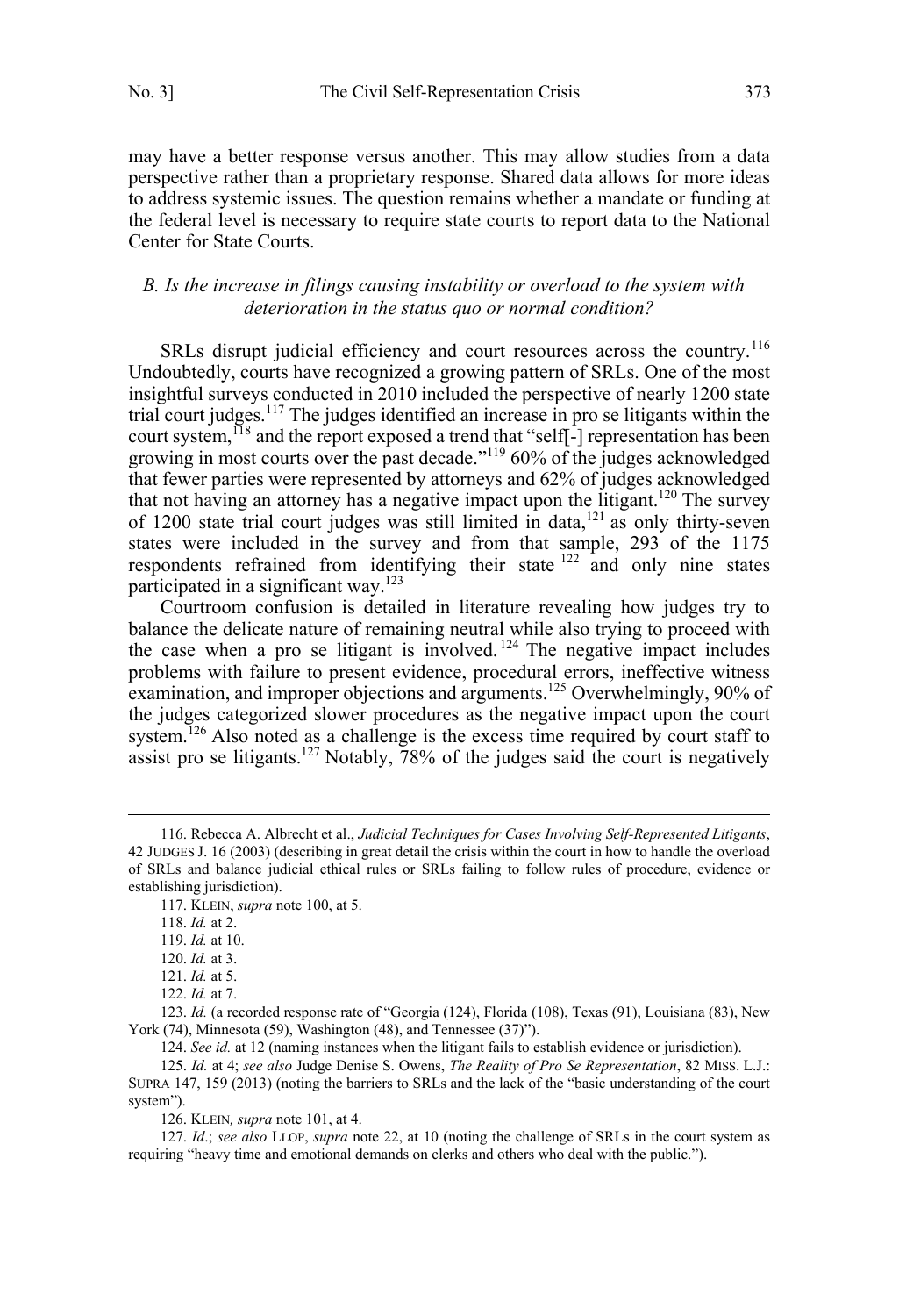may have a better response versus another. This may allow studies from a data perspective rather than a proprietary response. Shared data allows for more ideas to address systemic issues. The question remains whether a mandate or funding at the federal level is necessary to require state courts to report data to the National Center for State Courts.

### *B. Is the increase in filings causing instability or overload to the system with deterioration in the status quo or normal condition?*

SRLs disrupt judicial efficiency and court resources across the country.[116] Undoubtedly, courts have recognized a growing pattern of SRLs. One of the most insightful surveys conducted in 2010 included the perspective of nearly 1200 state trial court judges.[117] The judges identified an increase in pro se litigants within the court system,[118] and the report exposed a trend that "self[-] representation has been growing in most courts over the past decade."[119] 60% of the judges acknowledged that fewer parties were represented by attorneys and 62% of judges acknowledged that not having an attorney has a negative impact upon the litigant.[120] The survey of 1200 state trial court judges was still limited in data,[121] as only thirty-seven states were included in the survey and from that sample, 293 of the 1175 respondents refrained from identifying their state[122] and only nine states participated in a significant way.[123]

Courtroom confusion is detailed in literature revealing how judges try to balance the delicate nature of remaining neutral while also trying to proceed with the case when a pro se litigant is involved.[124] The negative impact includes problems with failure to present evidence, procedural errors, ineffective witness examination, and improper objections and arguments.[125] Overwhelmingly, 90% of the judges categorized slower procedures as the negative impact upon the court system.[126] Also noted as a challenge is the excess time required by court staff to assist pro se litigants.[127] Notably, 78% of the judges said the court is negatively

---

116. Rebecca A. Albrecht et al., *Judicial Techniques for Cases Involving Self-Represented Litigants*, 42 JUDGES J. 16 (2003) (describing in great detail the crisis within the court in how to handle the overload of SRLs and balance judicial ethical rules or SRLs failing to follow rules of procedure, evidence or establishing jurisdiction).

117. KLEIN, *supra* note 100, at 5.

118. *Id.* at 2.

119. *Id.* at 10.

120. *Id.* at 3.

121. *Id.* at 5.

122. *Id.* at 7.

123. *Id.* (a recorded response rate of "Georgia (124), Florida (108), Texas (91), Louisiana (83), New York (74), Minnesota (59), Washington (48), and Tennessee (37)").

124. *See id.* at 12 (naming instances when the litigant fails to establish evidence or jurisdiction).

125. *Id.* at 4; *see also* Judge Denise S. Owens, *The Reality of Pro Se Representation*, 82 MISS. L.J.: SUPRA 147, 159 (2013) (noting the barriers to SRLs and the lack of the "basic understanding of the court system").

126. KLEIN*, supra* note 101, at 4.

127. *Id*.; *see also* LLOP, *supra* note 22, at 10 (noting the challenge of SRLs in the court system as requiring "heavy time and emotional demands on clerks and others who deal with the public.").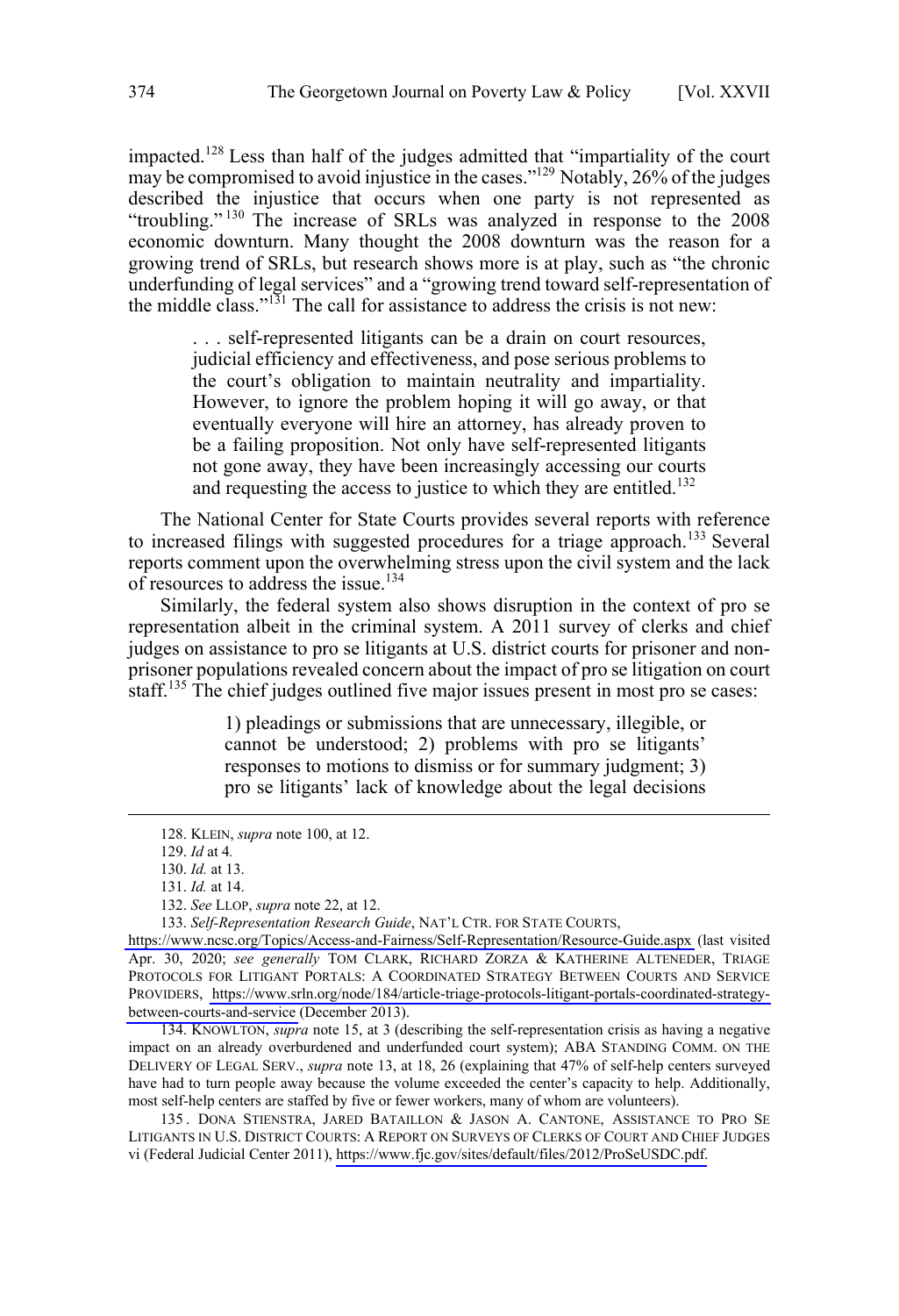impacted.[128] Less than half of the judges admitted that "impartiality of the court may be compromised to avoid injustice in the cases."[129] Notably, 26% of the judges described the injustice that occurs when one party is not represented as "troubling."[130] The increase of SRLs was analyzed in response to the 2008 economic downturn. Many thought the 2008 downturn was the reason for a growing trend of SRLs, but research shows more is at play, such as "the chronic underfunding of legal services" and a "growing trend toward self-representation of the middle class."[131] The call for assistance to address the crisis is not new:

> . . . self-represented litigants can be a drain on court resources, judicial efficiency and effectiveness, and pose serious problems to the court's obligation to maintain neutrality and impartiality. However, to ignore the problem hoping it will go away, or that eventually everyone will hire an attorney, has already proven to be a failing proposition. Not only have self-represented litigants not gone away, they have been increasingly accessing our courts and requesting the access to justice to which they are entitled.[132]

The National Center for State Courts provides several reports with reference to increased filings with suggested procedures for a triage approach.[133] Several reports comment upon the overwhelming stress upon the civil system and the lack of resources to address the issue.[134]

Similarly, the federal system also shows disruption in the context of pro se representation albeit in the criminal system. A 2011 survey of clerks and chief judges on assistance to pro se litigants at U.S. district courts for prisoner and non-prisoner populations revealed concern about the impact of pro se litigation on court staff.[135] The chief judges outlined five major issues present in most pro se cases:

> 1) pleadings or submissions that are unnecessary, illegible, or cannot be understood; 2) problems with pro se litigants' responses to motions to dismiss or for summary judgment; 3) pro se litigants' lack of knowledge about the legal decisions

---

128. KLEIN, *supra* note 100, at 12.

129. *Id* at 4*.*

130. *Id.* at 13.

131. *Id.* at 14.

132. *See* LLOP, *supra* note 22, at 12.

133. *Self-Representation Research Guide*, NAT'L CTR. FOR STATE COURTS, https://www.ncsc.org/Topics/Access-and-Fairness/Self-Representation/Resource-Guide.aspx (last visited Apr. 30, 2020; *see generally* TOM CLARK, RICHARD ZORZA & KATHERINE ALTENEDER, TRIAGE PROTOCOLS FOR LITIGANT PORTALS: A COORDINATED STRATEGY BETWEEN COURTS AND SERVICE PROVIDERS, https://www.srln.org/node/184/article-triage-protocols-litigant-portals-coordinated-strategy-between-courts-and-service (December 2013).

134. KNOWLTON, *supra* note 15, at 3 (describing the self-representation crisis as having a negative impact on an already overburdened and underfunded court system); ABA STANDING COMM. ON THE DELIVERY OF LEGAL SERV., *supra* note 13, at 18, 26 (explaining that 47% of self-help centers surveyed have had to turn people away because the volume exceeded the center's capacity to help. Additionally, most self-help centers are staffed by five or fewer workers, many of whom are volunteers).

135. DONA STIENSTRA, JARED BATAILLON & JASON A. CANTONE, ASSISTANCE TO PRO SE LITIGANTS IN U.S. DISTRICT COURTS: A REPORT ON SURVEYS OF CLERKS OF COURT AND CHIEF JUDGES vi (Federal Judicial Center 2011), https://www.fjc.gov/sites/default/files/2012/ProSeUSDC.pdf.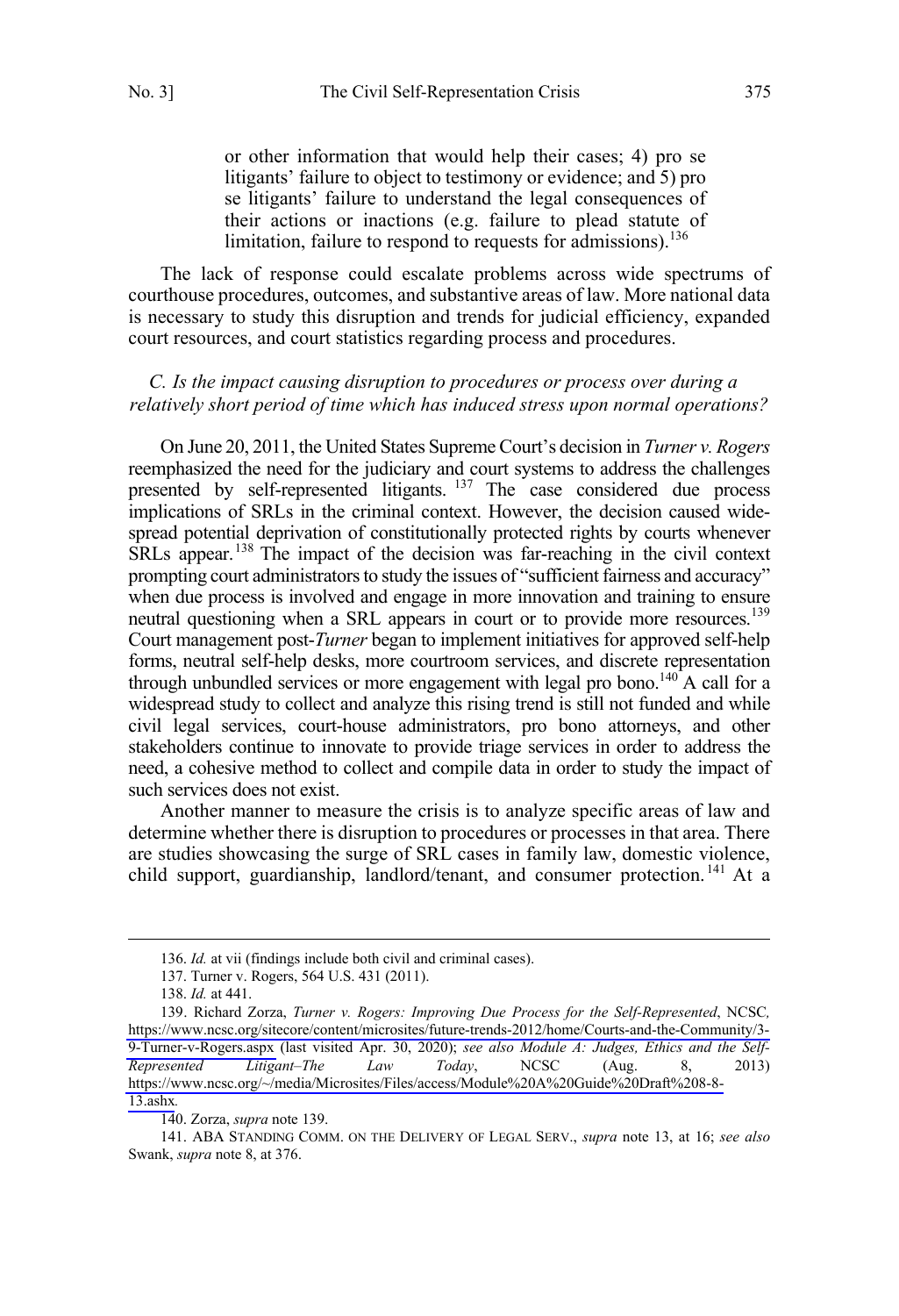> or other information that would help their cases; 4) pro se litigants' failure to object to testimony or evidence; and 5) pro se litigants' failure to understand the legal consequences of their actions or inactions (e.g. failure to plead statute of limitation, failure to respond to requests for admissions).[136]

The lack of response could escalate problems across wide spectrums of courthouse procedures, outcomes, and substantive areas of law. More national data is necessary to study this disruption and trends for judicial efficiency, expanded court resources, and court statistics regarding process and procedures.

### *C. Is the impact causing disruption to procedures or process over during a relatively short period of time which has induced stress upon normal operations?*

On June 20, 2011, the United States Supreme Court's decision in *Turner v. Rogers* reemphasized the need for the judiciary and court systems to address the challenges presented by self-represented litigants.[137] The case considered due process implications of SRLs in the criminal context. However, the decision caused wide-spread potential deprivation of constitutionally protected rights by courts whenever SRLs appear.[138] The impact of the decision was far-reaching in the civil context prompting court administrators to study the issues of "sufficient fairness and accuracy" when due process is involved and engage in more innovation and training to ensure neutral questioning when a SRL appears in court or to provide more resources.[139] Court management post-*Turner* began to implement initiatives for approved self-help forms, neutral self-help desks, more courtroom services, and discrete representation through unbundled services or more engagement with legal pro bono.[140] A call for a widespread study to collect and analyze this rising trend is still not funded and while civil legal services, court-house administrators, pro bono attorneys, and other stakeholders continue to innovate to provide triage services in order to address the need, a cohesive method to collect and compile data in order to study the impact of such services does not exist.

Another manner to measure the crisis is to analyze specific areas of law and determine whether there is disruption to procedures or processes in that area. There are studies showcasing the surge of SRL cases in family law, domestic violence, child support, guardianship, landlord/tenant, and consumer protection.[141] At a

---

136. *Id.* at vii (findings include both civil and criminal cases).

137. Turner v. Rogers, 564 U.S. 431 (2011).

138. *Id.* at 441.

139. Richard Zorza, *Turner v. Rogers: Improving Due Process for the Self-Represented*, NCSC, https://www.ncsc.org/sitecore/content/microsites/future-trends-2012/home/Courts-and-the-Community/3-9-Turner-v-Rogers.aspx (last visited Apr. 30, 2020); *see also Module A: Judges, Ethics and the Self-Represented Litigant–The Law Today*, NCSC (Aug. 8, 2013) https://www.ncsc.org/~/media/Microsites/Files/access/Module%20A%20Guide%20Draft%208-8-13.ashx.

140. Zorza, *supra* note 139.

141. ABA STANDING COMM. ON THE DELIVERY OF LEGAL SERV., *supra* note 13, at 16; *see also* Swank, *supra* note 8, at 376.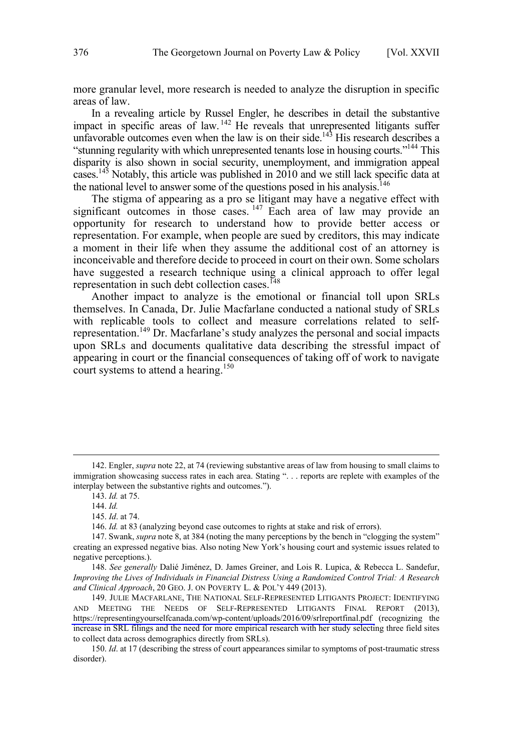more granular level, more research is needed to analyze the disruption in specific areas of law.

In a revealing article by Russel Engler, he describes in detail the substantive impact in specific areas of law.[142] He reveals that unrepresented litigants suffer unfavorable outcomes even when the law is on their side.[143] His research describes a "stunning regularity with which unrepresented tenants lose in housing courts."[144] This disparity is also shown in social security, unemployment, and immigration appeal cases.[145] Notably, this article was published in 2010 and we still lack specific data at the national level to answer some of the questions posed in his analysis.[146]

The stigma of appearing as a pro se litigant may have a negative effect with significant outcomes in those cases.[147] Each area of law may provide an opportunity for research to understand how to provide better access or representation. For example, when people are sued by creditors, this may indicate a moment in their life when they assume the additional cost of an attorney is inconceivable and therefore decide to proceed in court on their own. Some scholars have suggested a research technique using a clinical approach to offer legal representation in such debt collection cases.[148]

Another impact to analyze is the emotional or financial toll upon SRLs themselves. In Canada, Dr. Julie Macfarlane conducted a national study of SRLs with replicable tools to collect and measure correlations related to self-representation.[149] Dr. Macfarlane's study analyzes the personal and social impacts upon SRLs and documents qualitative data describing the stressful impact of appearing in court or the financial consequences of taking off of work to navigate court systems to attend a hearing.[150]

---

142. Engler, *supra* note 22, at 74 (reviewing substantive areas of law from housing to small claims to immigration showcasing success rates in each area. Stating ". . . reports are replete with examples of the interplay between the substantive rights and outcomes.").

143. *Id.* at 75.

144. *Id.*

145. *Id*. at 74.

146. *Id.* at 83 (analyzing beyond case outcomes to rights at stake and risk of errors).

147. Swank, *supra* note 8, at 384 (noting the many perceptions by the bench in "clogging the system" creating an expressed negative bias. Also noting New York's housing court and systemic issues related to negative perceptions.).

148. *See generally* Dalié Jiménez, D. James Greiner, and Lois R. Lupica, & Rebecca L. Sandefur, *Improving the Lives of Individuals in Financial Distress Using a Randomized Control Trial: A Research and Clinical Approach*, 20 GEO. J. ON POVERTY L. & POL'Y 449 (2013).

149. JULIE MACFARLANE, THE NATIONAL SELF-REPRESENTED LITIGANTS PROJECT: IDENTIFYING AND MEETING THE NEEDS OF SELF-REPRESENTED LITIGANTS FINAL REPORT (2013), https://representingyourselfcanada.com/wp-content/uploads/2016/09/srlreportfinal.pdf (recognizing the increase in SRL filings and the need for more empirical research with her study selecting three field sites to collect data across demographics directly from SRLs).

150. *Id*. at 17 (describing the stress of court appearances similar to symptoms of post-traumatic stress disorder).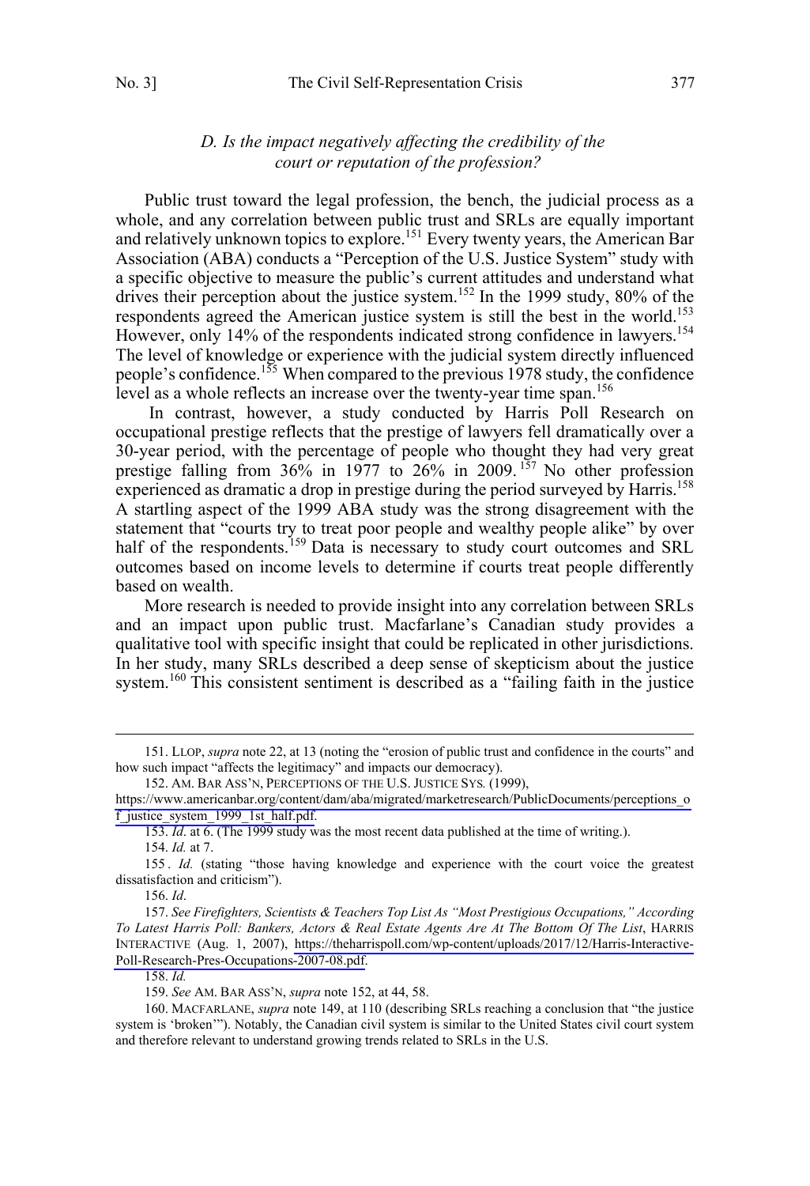### *D. Is the impact negatively affecting the credibility of the court or reputation of the profession?*

Public trust toward the legal profession, the bench, the judicial process as a whole, and any correlation between public trust and SRLs are equally important and relatively unknown topics to explore.[151] Every twenty years, the American Bar Association (ABA) conducts a "Perception of the U.S. Justice System" study with a specific objective to measure the public's current attitudes and understand what drives their perception about the justice system.[152] In the 1999 study, 80% of the respondents agreed the American justice system is still the best in the world.[153] However, only 14% of the respondents indicated strong confidence in lawyers.[154] The level of knowledge or experience with the judicial system directly influenced people's confidence.[155] When compared to the previous 1978 study, the confidence level as a whole reflects an increase over the twenty-year time span.[156]

In contrast, however, a study conducted by Harris Poll Research on occupational prestige reflects that the prestige of lawyers fell dramatically over a 30-year period, with the percentage of people who thought they had very great prestige falling from 36% in 1977 to 26% in 2009.[157] No other profession experienced as dramatic a drop in prestige during the period surveyed by Harris.[158] A startling aspect of the 1999 ABA study was the strong disagreement with the statement that "courts try to treat poor people and wealthy people alike" by over half of the respondents.[159] Data is necessary to study court outcomes and SRL outcomes based on income levels to determine if courts treat people differently based on wealth.

More research is needed to provide insight into any correlation between SRLs and an impact upon public trust. Macfarlane's Canadian study provides a qualitative tool with specific insight that could be replicated in other jurisdictions. In her study, many SRLs described a deep sense of skepticism about the justice system.[160] This consistent sentiment is described as a "failing faith in the justice

---

151. LLOP, *supra* note 22, at 13 (noting the "erosion of public trust and confidence in the courts" and how such impact "affects the legitimacy" and impacts our democracy).

152. AM. BAR ASS'N, PERCEPTIONS OF THE U.S. JUSTICE SYS. (1999), https://www.americanbar.org/content/dam/aba/migrated/marketresearch/PublicDocuments/perceptions_of_justice_system_1999_1st_half.pdf.

153. *Id*. at 6. (The 1999 study was the most recent data published at the time of writing.).

154. *Id.* at 7.

155. *Id.* (stating "those having knowledge and experience with the court voice the greatest dissatisfaction and criticism").

156. *Id*.

157. *See Firefighters, Scientists & Teachers Top List As "Most Prestigious Occupations," According To Latest Harris Poll: Bankers, Actors & Real Estate Agents Are At The Bottom Of The List*, HARRIS INTERACTIVE (Aug. 1, 2007), https://theharrispoll.com/wp-content/uploads/2017/12/Harris-Interactive-Poll-Research-Pres-Occupations-2007-08.pdf.

158. *Id.*

159. *See* AM. BAR ASS'N, *supra* note 152, at 44, 58.

160. MACFARLANE, *supra* note 149, at 110 (describing SRLs reaching a conclusion that "the justice system is 'broken'"). Notably, the Canadian civil system is similar to the United States civil court system and therefore relevant to understand growing trends related to SRLs in the U.S.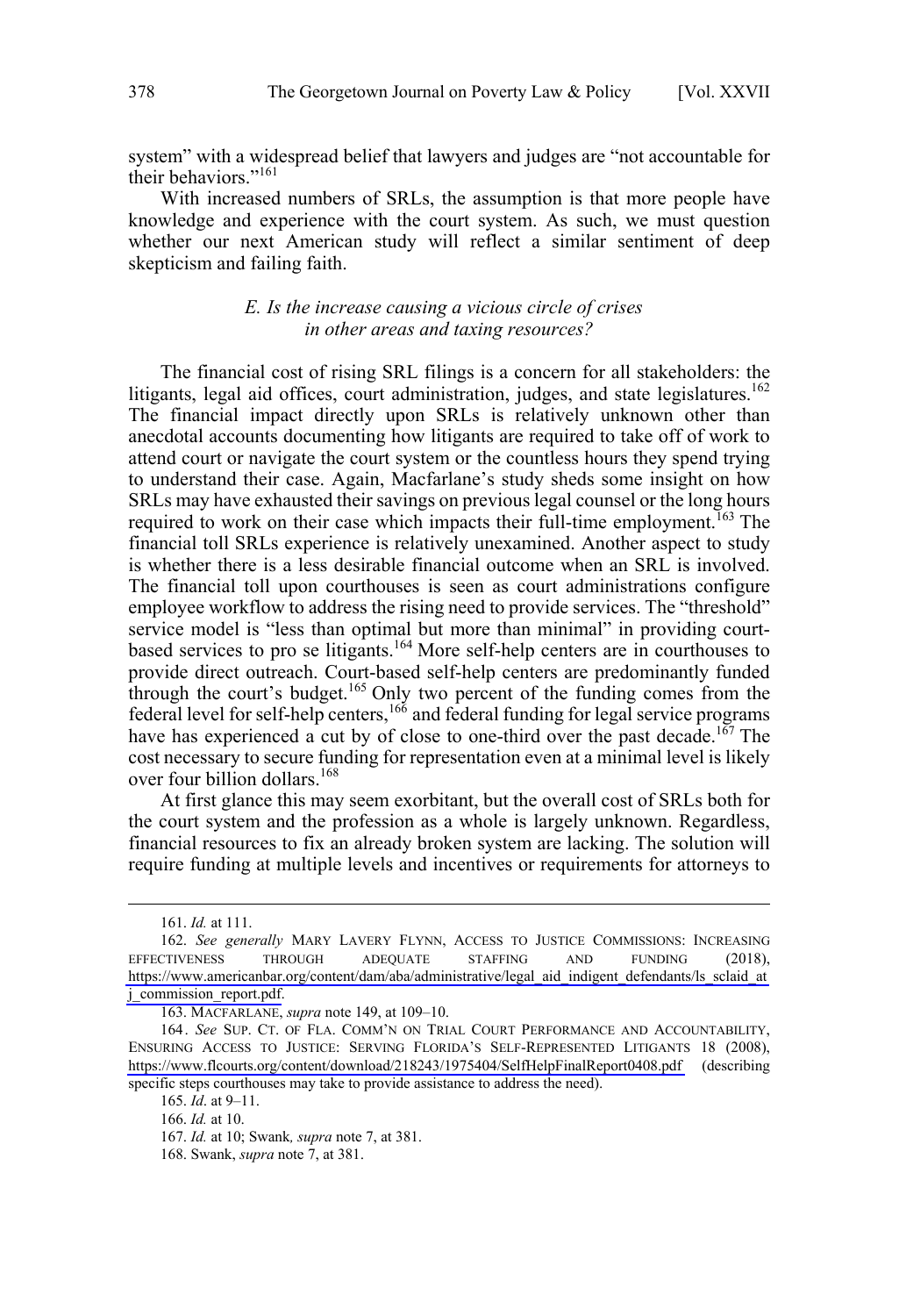system" with a widespread belief that lawyers and judges are "not accountable for their behaviors."[161]

With increased numbers of SRLs, the assumption is that more people have knowledge and experience with the court system. As such, we must question whether our next American study will reflect a similar sentiment of deep skepticism and failing faith.

### *E. Is the increase causing a vicious circle of crises in other areas and taxing resources?*

The financial cost of rising SRL filings is a concern for all stakeholders: the litigants, legal aid offices, court administration, judges, and state legislatures.[162] The financial impact directly upon SRLs is relatively unknown other than anecdotal accounts documenting how litigants are required to take off of work to attend court or navigate the court system or the countless hours they spend trying to understand their case. Again, Macfarlane's study sheds some insight on how SRLs may have exhausted their savings on previous legal counsel or the long hours required to work on their case which impacts their full-time employment.[163] The financial toll SRLs experience is relatively unexamined. Another aspect to study is whether there is a less desirable financial outcome when an SRL is involved. The financial toll upon courthouses is seen as court administrations configure employee workflow to address the rising need to provide services. The "threshold" service model is "less than optimal but more than minimal" in providing court-based services to pro se litigants.[164] More self-help centers are in courthouses to provide direct outreach. Court-based self-help centers are predominantly funded through the court's budget.[165] Only two percent of the funding comes from the federal level for self-help centers,[166] and federal funding for legal service programs have has experienced a cut by of close to one-third over the past decade.[167] The cost necessary to secure funding for representation even at a minimal level is likely over four billion dollars.[168]

At first glance this may seem exorbitant, but the overall cost of SRLs both for the court system and the profession as a whole is largely unknown. Regardless, financial resources to fix an already broken system are lacking. The solution will require funding at multiple levels and incentives or requirements for attorneys to

---

161. *Id.* at 111.

162. *See generally* MARY LAVERY FLYNN, ACCESS TO JUSTICE COMMISSIONS: INCREASING EFFECTIVENESS THROUGH ADEQUATE STAFFING AND FUNDING (2018), https://www.americanbar.org/content/dam/aba/administrative/legal_aid_indigent_defendants/ls_sclaid_atj_commission_report.pdf.

163. MACFARLANE, *supra* note 149, at 109–10.

164. *See* SUP. CT. OF FLA. COMM'N ON TRIAL COURT PERFORMANCE AND ACCOUNTABILITY, ENSURING ACCESS TO JUSTICE: SERVING FLORIDA'S SELF-REPRESENTED LITIGANTS 18 (2008), https://www.flcourts.org/content/download/218243/1975404/SelfHelpFinalReport0408.pdf (describing specific steps courthouses may take to provide assistance to address the need).

165. *Id*. at 9–11.

166. *Id.* at 10.

167. *Id.* at 10; Swank*, supra* note 7, at 381.

168. Swank, *supra* note 7, at 381.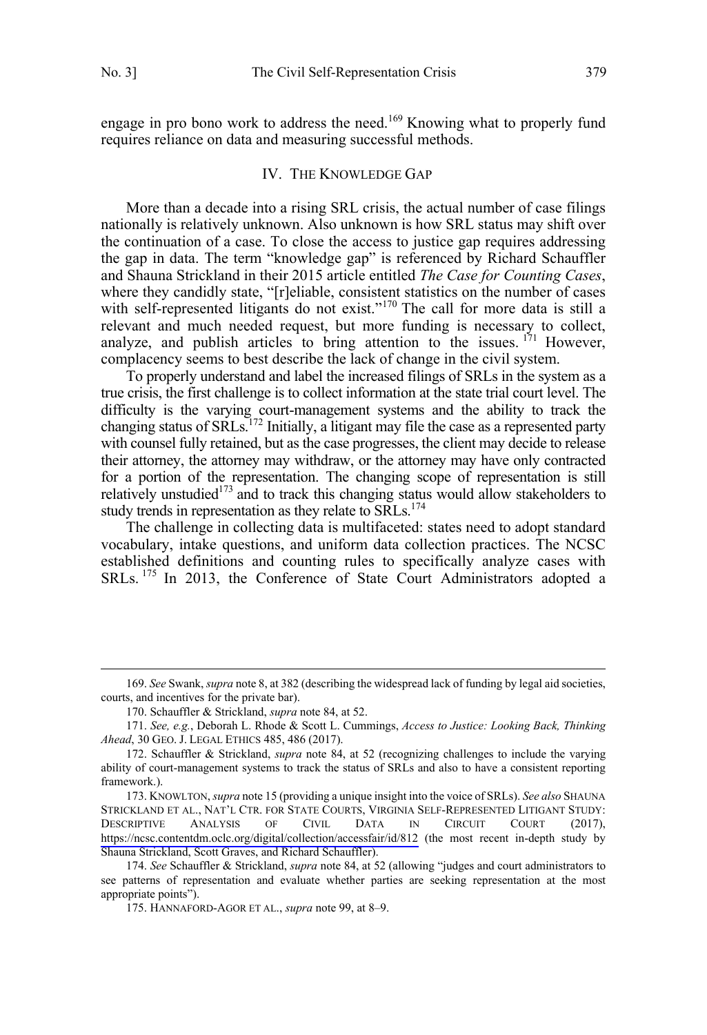engage in pro bono work to address the need.[169] Knowing what to properly fund requires reliance on data and measuring successful methods.

## IV. THE KNOWLEDGE GAP

More than a decade into a rising SRL crisis, the actual number of case filings nationally is relatively unknown. Also unknown is how SRL status may shift over the continuation of a case. To close the access to justice gap requires addressing the gap in data. The term "knowledge gap" is referenced by Richard Schauffler and Shauna Strickland in their 2015 article entitled *The Case for Counting Cases*, where they candidly state, "[r]eliable, consistent statistics on the number of cases with self-represented litigants do not exist."[170] The call for more data is still a relevant and much needed request, but more funding is necessary to collect, analyze, and publish articles to bring attention to the issues.[171] However, complacency seems to best describe the lack of change in the civil system.

To properly understand and label the increased filings of SRLs in the system as a true crisis, the first challenge is to collect information at the state trial court level. The difficulty is the varying court-management systems and the ability to track the changing status of SRLs.[172] Initially, a litigant may file the case as a represented party with counsel fully retained, but as the case progresses, the client may decide to release their attorney, the attorney may withdraw, or the attorney may have only contracted for a portion of the representation. The changing scope of representation is still relatively unstudied[173] and to track this changing status would allow stakeholders to study trends in representation as they relate to SRLs.[174]

The challenge in collecting data is multifaceted: states need to adopt standard vocabulary, intake questions, and uniform data collection practices. The NCSC established definitions and counting rules to specifically analyze cases with SRLs.[175] In 2013, the Conference of State Court Administrators adopted a

---

169. *See* Swank, *supra* note 8, at 382 (describing the widespread lack of funding by legal aid societies, courts, and incentives for the private bar).

170. Schauffler & Strickland, *supra* note 84, at 52.

171. *See, e.g.*, Deborah L. Rhode & Scott L. Cummings, *Access to Justice: Looking Back, Thinking Ahead*, 30 GEO. J. LEGAL ETHICS 485, 486 (2017).

172. Schauffler & Strickland, *supra* note 84, at 52 (recognizing challenges to include the varying ability of court-management systems to track the status of SRLs and also to have a consistent reporting framework.).

173. KNOWLTON, *supra* note 15 (providing a unique insight into the voice of SRLs). *See also* SHAUNA STRICKLAND ET AL., NAT'L CTR. FOR STATE COURTS, VIRGINIA SELF-REPRESENTED LITIGANT STUDY: DESCRIPTIVE ANALYSIS OF CIVIL DATA IN CIRCUIT COURT (2017), https://ncsc.contentdm.oclc.org/digital/collection/accessfair/id/812 (the most recent in-depth study by Shauna Strickland, Scott Graves, and Richard Schauffler).

174. *See* Schauffler & Strickland, *supra* note 84, at 52 (allowing "judges and court administrators to see patterns of representation and evaluate whether parties are seeking representation at the most appropriate points").

175. HANNAFORD-AGOR ET AL., *supra* note 99, at 8–9.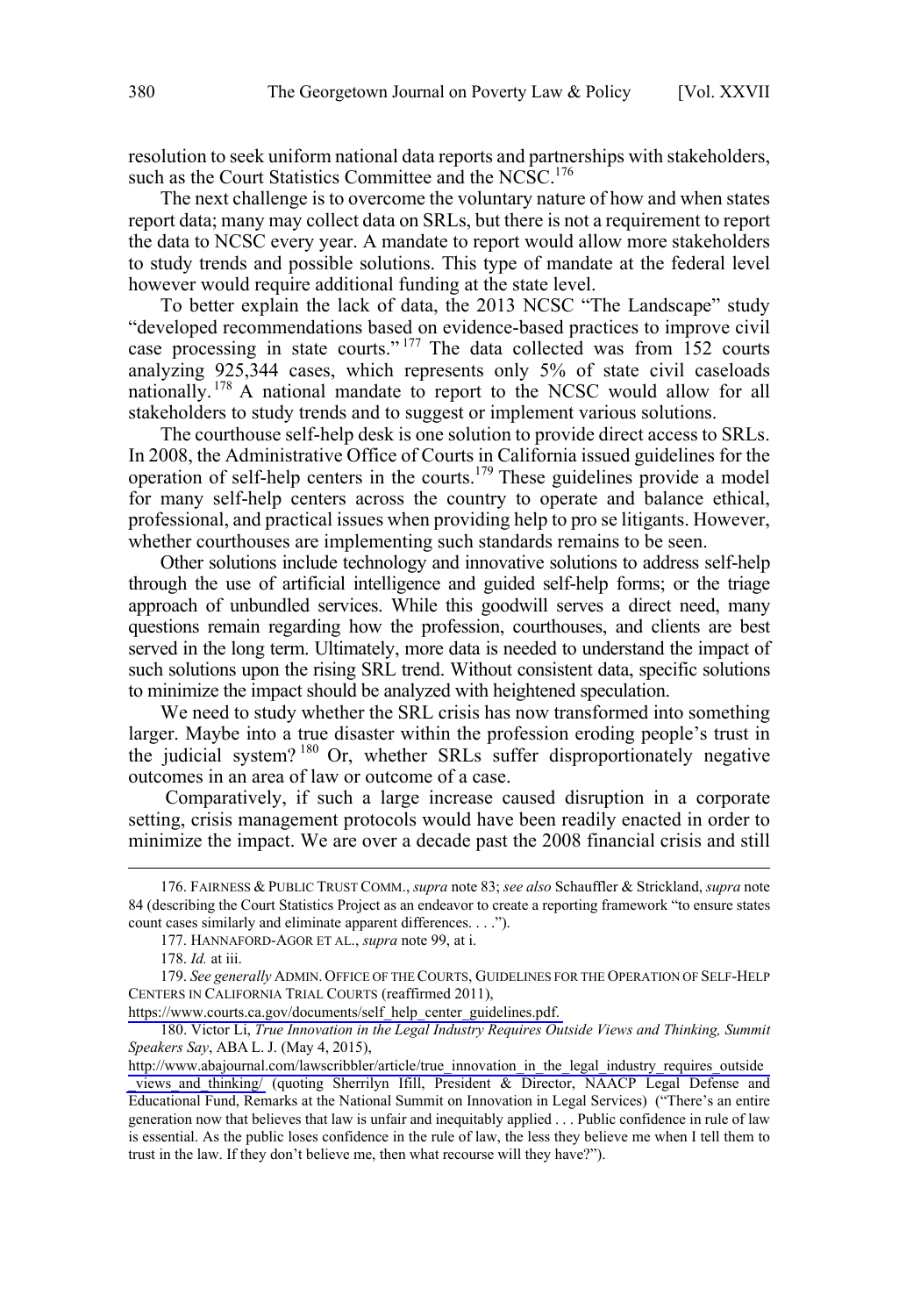resolution to seek uniform national data reports and partnerships with stakeholders, such as the Court Statistics Committee and the NCSC.[176]

The next challenge is to overcome the voluntary nature of how and when states report data; many may collect data on SRLs, but there is not a requirement to report the data to NCSC every year. A mandate to report would allow more stakeholders to study trends and possible solutions. This type of mandate at the federal level however would require additional funding at the state level.

To better explain the lack of data, the 2013 NCSC "The Landscape" study "developed recommendations based on evidence-based practices to improve civil case processing in state courts."[177] The data collected was from 152 courts analyzing 925,344 cases, which represents only 5% of state civil caseloads nationally.[178] A national mandate to report to the NCSC would allow for all stakeholders to study trends and to suggest or implement various solutions.

The courthouse self-help desk is one solution to provide direct access to SRLs. In 2008, the Administrative Office of Courts in California issued guidelines for the operation of self-help centers in the courts.[179] These guidelines provide a model for many self-help centers across the country to operate and balance ethical, professional, and practical issues when providing help to pro se litigants. However, whether courthouses are implementing such standards remains to be seen.

Other solutions include technology and innovative solutions to address self-help through the use of artificial intelligence and guided self-help forms; or the triage approach of unbundled services. While this goodwill serves a direct need, many questions remain regarding how the profession, courthouses, and clients are best served in the long term. Ultimately, more data is needed to understand the impact of such solutions upon the rising SRL trend. Without consistent data, specific solutions to minimize the impact should be analyzed with heightened speculation.

We need to study whether the SRL crisis has now transformed into something larger. Maybe into a true disaster within the profession eroding people's trust in the judicial system?[180] Or, whether SRLs suffer disproportionately negative outcomes in an area of law or outcome of a case.

Comparatively, if such a large increase caused disruption in a corporate setting, crisis management protocols would have been readily enacted in order to minimize the impact. We are over a decade past the 2008 financial crisis and still

---

176. FAIRNESS & PUBLIC TRUST COMM., *supra* note 83; *see also* Schauffler & Strickland, *supra* note 84 (describing the Court Statistics Project as an endeavor to create a reporting framework "to ensure states count cases similarly and eliminate apparent differences. . . .").

177. HANNAFORD-AGOR ET AL., *supra* note 99, at i.

178. *Id.* at iii.

179. *See generally* ADMIN. OFFICE OF THE COURTS, GUIDELINES FOR THE OPERATION OF SELF-HELP CENTERS IN CALIFORNIA TRIAL COURTS (reaffirmed 2011), https://www.courts.ca.gov/documents/self_help_center_guidelines.pdf.

180. Victor Li, *True Innovation in the Legal Industry Requires Outside Views and Thinking, Summit Speakers Say*, ABA L. J. (May 4, 2015), http://www.abajournal.com/lawscribbler/article/true_innovation_in_the_legal_industry_requires_outside_views_and_thinking/ (quoting Sherrilyn Ifill, President & Director, NAACP Legal Defense and Educational Fund, Remarks at the National Summit on Innovation in Legal Services) ("There's an entire generation now that believes that law is unfair and inequitably applied . . . Public confidence in rule of law is essential. As the public loses confidence in the rule of law, the less they believe me when I tell them to trust in the law. If they don't believe me, then what recourse will they have?").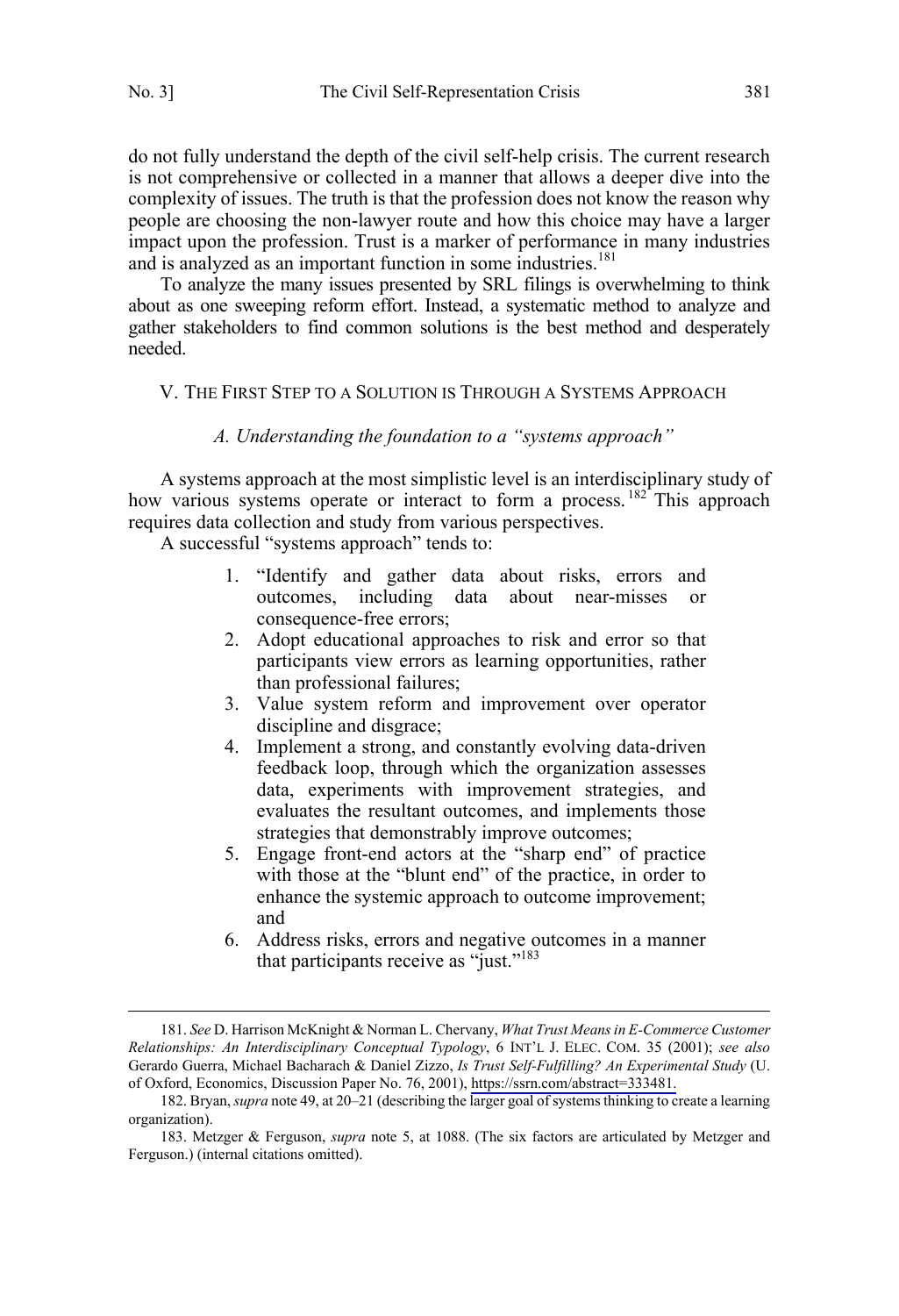do not fully understand the depth of the civil self-help crisis. The current research is not comprehensive or collected in a manner that allows a deeper dive into the complexity of issues. The truth is that the profession does not know the reason why people are choosing the non-lawyer route and how this choice may have a larger impact upon the profession. Trust is a marker of performance in many industries and is analyzed as an important function in some industries.[181]

To analyze the many issues presented by SRL filings is overwhelming to think about as one sweeping reform effort. Instead, a systematic method to analyze and gather stakeholders to find common solutions is the best method and desperately needed.

## V. The First Step to a Solution is Through a Systems Approach

### *A. Understanding the foundation to a "systems approach"*

A systems approach at the most simplistic level is an interdisciplinary study of how various systems operate or interact to form a process.[182] This approach requires data collection and study from various perspectives.

A successful "systems approach" tends to:

1. "Identify and gather data about risks, errors and outcomes, including data about near-misses or consequence-free errors;
2. Adopt educational approaches to risk and error so that participants view errors as learning opportunities, rather than professional failures;
3. Value system reform and improvement over operator discipline and disgrace;
4. Implement a strong, and constantly evolving data-driven feedback loop, through which the organization assesses data, experiments with improvement strategies, and evaluates the resultant outcomes, and implements those strategies that demonstrably improve outcomes;
5. Engage front-end actors at the "sharp end" of practice with those at the "blunt end" of the practice, in order to enhance the systemic approach to outcome improvement; and
6. Address risks, errors and negative outcomes in a manner that participants receive as "just."[183]

---

181. *See* D. Harrison McKnight & Norman L. Chervany, *What Trust Means in E-Commerce Customer Relationships: An Interdisciplinary Conceptual Typology*, 6 INT'L J. ELEC. COM. 35 (2001); *see also* Gerardo Guerra, Michael Bacharach & Daniel Zizzo, *Is Trust Self-Fulfilling? An Experimental Study* (U. of Oxford, Economics, Discussion Paper No. 76, 2001), https://ssrn.com/abstract=333481.

182. Bryan, *supra* note 49, at 20–21 (describing the larger goal of systems thinking to create a learning organization).

183. Metzger & Ferguson, *supra* note 5, at 1088. (The six factors are articulated by Metzger and Ferguson.) (internal citations omitted).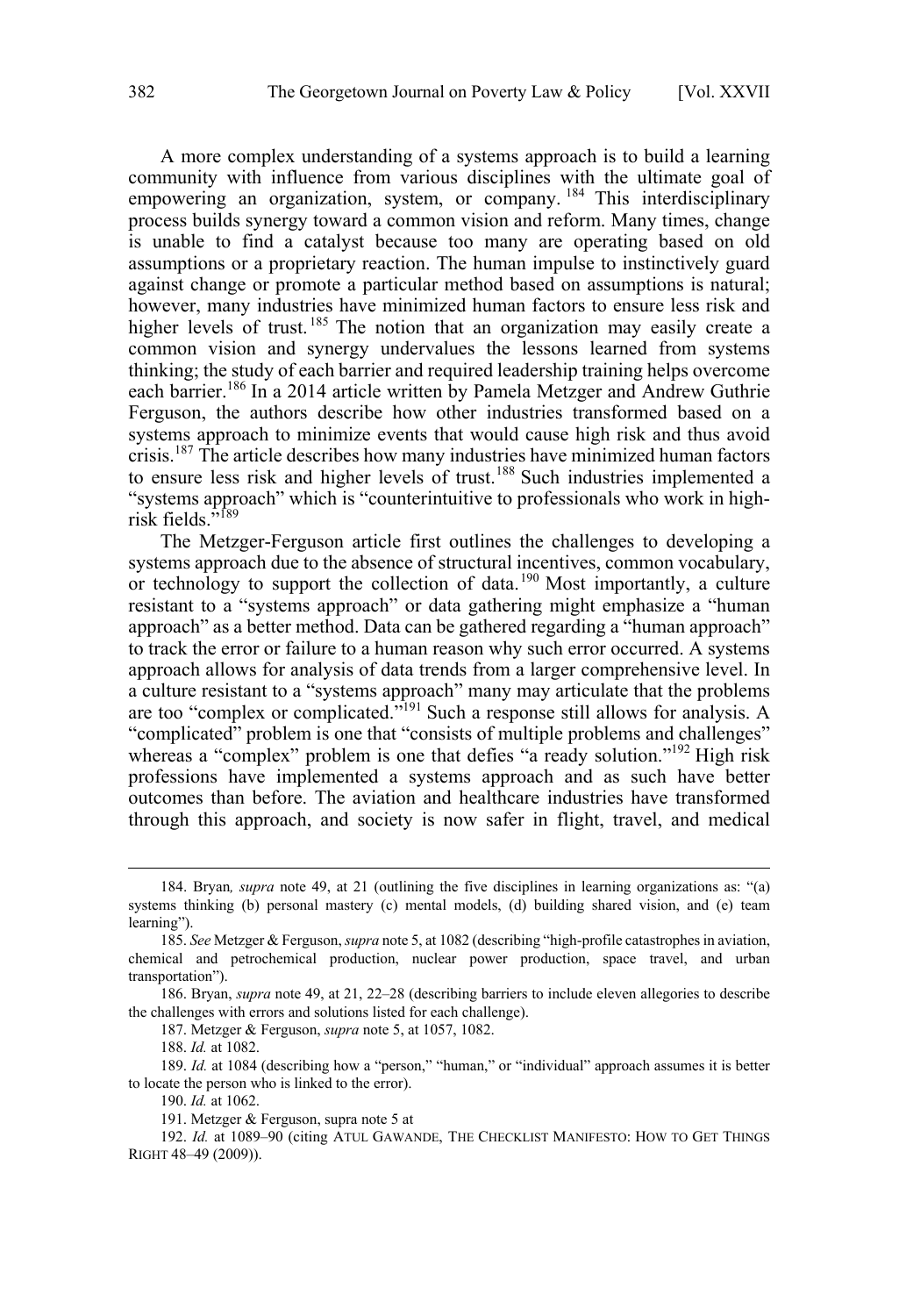A more complex understanding of a systems approach is to build a learning community with influence from various disciplines with the ultimate goal of empowering an organization, system, or company.[184] This interdisciplinary process builds synergy toward a common vision and reform. Many times, change is unable to find a catalyst because too many are operating based on old assumptions or a proprietary reaction. The human impulse to instinctively guard against change or promote a particular method based on assumptions is natural; however, many industries have minimized human factors to ensure less risk and higher levels of trust.[185] The notion that an organization may easily create a common vision and synergy undervalues the lessons learned from systems thinking; the study of each barrier and required leadership training helps overcome each barrier.[186] In a 2014 article written by Pamela Metzger and Andrew Guthrie Ferguson, the authors describe how other industries transformed based on a systems approach to minimize events that would cause high risk and thus avoid crisis.[187] The article describes how many industries have minimized human factors to ensure less risk and higher levels of trust.[188] Such industries implemented a "systems approach" which is "counterintuitive to professionals who work in high-risk fields."[189]

The Metzger-Ferguson article first outlines the challenges to developing a systems approach due to the absence of structural incentives, common vocabulary, or technology to support the collection of data.[190] Most importantly, a culture resistant to a "systems approach" or data gathering might emphasize a "human approach" as a better method. Data can be gathered regarding a "human approach" to track the error or failure to a human reason why such error occurred. A systems approach allows for analysis of data trends from a larger comprehensive level. In a culture resistant to a "systems approach" many may articulate that the problems are too "complex or complicated."[191] Such a response still allows for analysis. A "complicated" problem is one that "consists of multiple problems and challenges" whereas a "complex" problem is one that defies "a ready solution."[192] High risk professions have implemented a systems approach and as such have better outcomes than before. The aviation and healthcare industries have transformed through this approach, and society is now safer in flight, travel, and medical

---

184. Bryan*, supra* note 49, at 21 (outlining the five disciplines in learning organizations as: "(a) systems thinking (b) personal mastery (c) mental models, (d) building shared vision, and (e) team learning").

185. *See* Metzger & Ferguson, *supra* note 5, at 1082 (describing "high-profile catastrophes in aviation, chemical and petrochemical production, nuclear power production, space travel, and urban transportation").

186. Bryan, *supra* note 49, at 21, 22–28 (describing barriers to include eleven allegories to describe the challenges with errors and solutions listed for each challenge).

187. Metzger & Ferguson, *supra* note 5, at 1057, 1082.

188. *Id.* at 1082.

189. *Id.* at 1084 (describing how a "person," "human," or "individual" approach assumes it is better to locate the person who is linked to the error).

190. *Id.* at 1062.

191. Metzger & Ferguson, supra note 5 at

192. *Id.* at 1089–90 (citing ATUL GAWANDE, THE CHECKLIST MANIFESTO: HOW TO GET THINGS RIGHT 48–49 (2009)).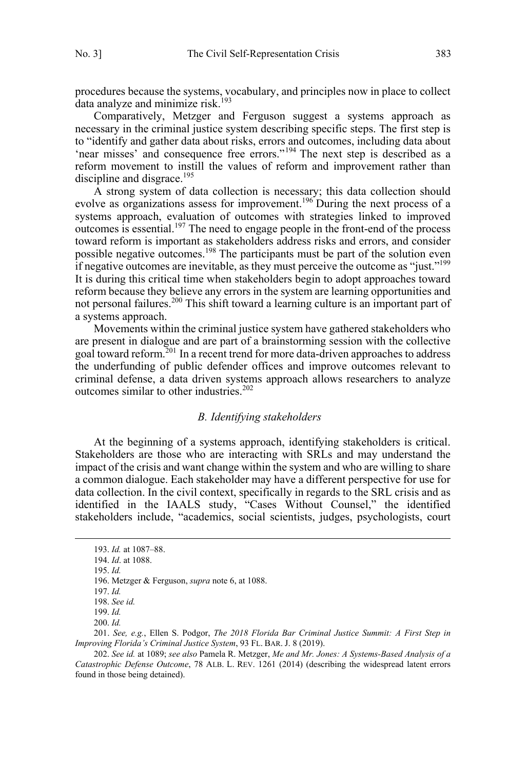procedures because the systems, vocabulary, and principles now in place to collect data analyze and minimize risk.[193]

Comparatively, Metzger and Ferguson suggest a systems approach as necessary in the criminal justice system describing specific steps. The first step is to "identify and gather data about risks, errors and outcomes, including data about 'near misses' and consequence free errors."[194] The next step is described as a reform movement to instill the values of reform and improvement rather than discipline and disgrace.[195]

A strong system of data collection is necessary; this data collection should evolve as organizations assess for improvement.[196] During the next process of a systems approach, evaluation of outcomes with strategies linked to improved outcomes is essential.[197] The need to engage people in the front-end of the process toward reform is important as stakeholders address risks and errors, and consider possible negative outcomes.[198] The participants must be part of the solution even if negative outcomes are inevitable, as they must perceive the outcome as "just."[199] It is during this critical time when stakeholders begin to adopt approaches toward reform because they believe any errors in the system are learning opportunities and not personal failures.[200] This shift toward a learning culture is an important part of a systems approach.

Movements within the criminal justice system have gathered stakeholders who are present in dialogue and are part of a brainstorming session with the collective goal toward reform.[201] In a recent trend for more data-driven approaches to address the underfunding of public defender offices and improve outcomes relevant to criminal defense, a data driven systems approach allows researchers to analyze outcomes similar to other industries.[202]

### *B. Identifying stakeholders*

At the beginning of a systems approach, identifying stakeholders is critical. Stakeholders are those who are interacting with SRLs and may understand the impact of the crisis and want change within the system and who are willing to share a common dialogue. Each stakeholder may have a different perspective for use for data collection. In the civil context, specifically in regards to the SRL crisis and as identified in the IAALS study, "Cases Without Counsel," the identified stakeholders include, "academics, social scientists, judges, psychologists, court

---

193. *Id.* at 1087–88.

194. *Id*. at 1088.

195. *Id.*

196. Metzger & Ferguson, *supra* note 6, at 1088.

197. *Id.*

198. *See id.*

199. *Id.*

200. *Id.*

201. *See, e.g.*, Ellen S. Podgor, *The 2018 Florida Bar Criminal Justice Summit: A First Step in Improving Florida's Criminal Justice System*, 93 FL. BAR. J. 8 (2019).

202. *See id.* at 1089; *see also* Pamela R. Metzger, *Me and Mr. Jones: A Systems-Based Analysis of a Catastrophic Defense Outcome*, 78 ALB. L. REV. 1261 (2014) (describing the widespread latent errors found in those being detained).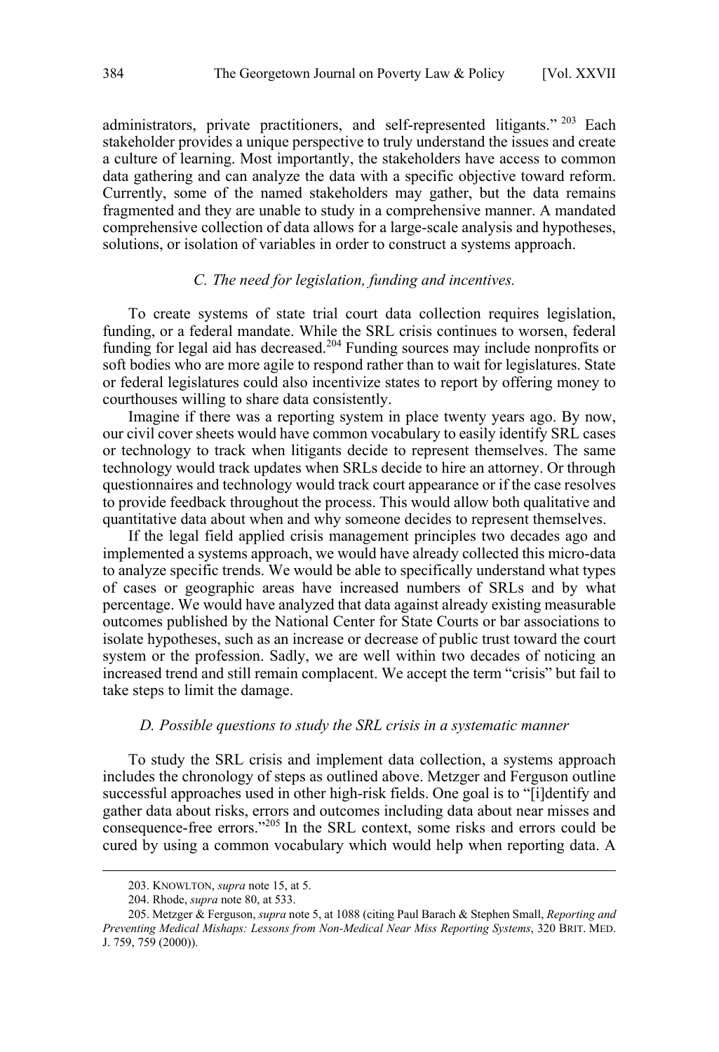administrators, private practitioners, and self-represented litigants."[203] Each stakeholder provides a unique perspective to truly understand the issues and create a culture of learning. Most importantly, the stakeholders have access to common data gathering and can analyze the data with a specific objective toward reform. Currently, some of the named stakeholders may gather, but the data remains fragmented and they are unable to study in a comprehensive manner. A mandated comprehensive collection of data allows for a large-scale analysis and hypotheses, solutions, or isolation of variables in order to construct a systems approach.

### *C. The need for legislation, funding and incentives.*

To create systems of state trial court data collection requires legislation, funding, or a federal mandate. While the SRL crisis continues to worsen, federal funding for legal aid has decreased.[204] Funding sources may include nonprofits or soft bodies who are more agile to respond rather than to wait for legislatures. State or federal legislatures could also incentivize states to report by offering money to courthouses willing to share data consistently.

Imagine if there was a reporting system in place twenty years ago. By now, our civil cover sheets would have common vocabulary to easily identify SRL cases or technology to track when litigants decide to represent themselves. The same technology would track updates when SRLs decide to hire an attorney. Or through questionnaires and technology would track court appearance or if the case resolves to provide feedback throughout the process. This would allow both qualitative and quantitative data about when and why someone decides to represent themselves.

If the legal field applied crisis management principles two decades ago and implemented a systems approach, we would have already collected this micro-data to analyze specific trends. We would be able to specifically understand what types of cases or geographic areas have increased numbers of SRLs and by what percentage. We would have analyzed that data against already existing measurable outcomes published by the National Center for State Courts or bar associations to isolate hypotheses, such as an increase or decrease of public trust toward the court system or the profession. Sadly, we are well within two decades of noticing an increased trend and still remain complacent. We accept the term "crisis" but fail to take steps to limit the damage.

### *D. Possible questions to study the SRL crisis in a systematic manner*

To study the SRL crisis and implement data collection, a systems approach includes the chronology of steps as outlined above. Metzger and Ferguson outline successful approaches used in other high-risk fields. One goal is to "[i]dentify and gather data about risks, errors and outcomes including data about near misses and consequence-free errors."[205] In the SRL context, some risks and errors could be cured by using a common vocabulary which would help when reporting data. A

---

203. KNOWLTON, *supra* note 15, at 5.

204. Rhode, *supra* note 80, at 533.

205. Metzger & Ferguson, *supra* note 5, at 1088 (citing Paul Barach & Stephen Small, *Reporting and Preventing Medical Mishaps: Lessons from Non-Medical Near Miss Reporting Systems*, 320 BRIT. MED. J. 759, 759 (2000)).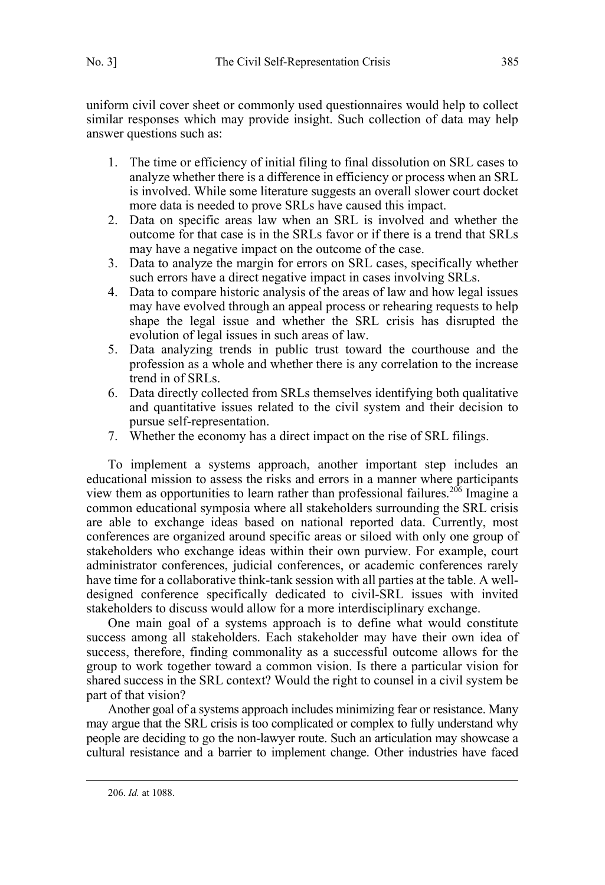uniform civil cover sheet or commonly used questionnaires would help to collect similar responses which may provide insight. Such collection of data may help answer questions such as:

1. The time or efficiency of initial filing to final dissolution on SRL cases to analyze whether there is a difference in efficiency or process when an SRL is involved. While some literature suggests an overall slower court docket more data is needed to prove SRLs have caused this impact.
2. Data on specific areas law when an SRL is involved and whether the outcome for that case is in the SRLs favor or if there is a trend that SRLs may have a negative impact on the outcome of the case.
3. Data to analyze the margin for errors on SRL cases, specifically whether such errors have a direct negative impact in cases involving SRLs.
4. Data to compare historic analysis of the areas of law and how legal issues may have evolved through an appeal process or rehearing requests to help shape the legal issue and whether the SRL crisis has disrupted the evolution of legal issues in such areas of law.
5. Data analyzing trends in public trust toward the courthouse and the profession as a whole and whether there is any correlation to the increase trend in of SRLs.
6. Data directly collected from SRLs themselves identifying both qualitative and quantitative issues related to the civil system and their decision to pursue self-representation.
7. Whether the economy has a direct impact on the rise of SRL filings.

To implement a systems approach, another important step includes an educational mission to assess the risks and errors in a manner where participants view them as opportunities to learn rather than professional failures.[206] Imagine a common educational symposia where all stakeholders surrounding the SRL crisis are able to exchange ideas based on national reported data. Currently, most conferences are organized around specific areas or siloed with only one group of stakeholders who exchange ideas within their own purview. For example, court administrator conferences, judicial conferences, or academic conferences rarely have time for a collaborative think-tank session with all parties at the table. A well-designed conference specifically dedicated to civil-SRL issues with invited stakeholders to discuss would allow for a more interdisciplinary exchange.

One main goal of a systems approach is to define what would constitute success among all stakeholders. Each stakeholder may have their own idea of success, therefore, finding commonality as a successful outcome allows for the group to work together toward a common vision. Is there a particular vision for shared success in the SRL context? Would the right to counsel in a civil system be part of that vision?

Another goal of a systems approach includes minimizing fear or resistance. Many may argue that the SRL crisis is too complicated or complex to fully understand why people are deciding to go the non-lawyer route. Such an articulation may showcase a cultural resistance and a barrier to implement change. Other industries have faced

206. *Id.* at 1088.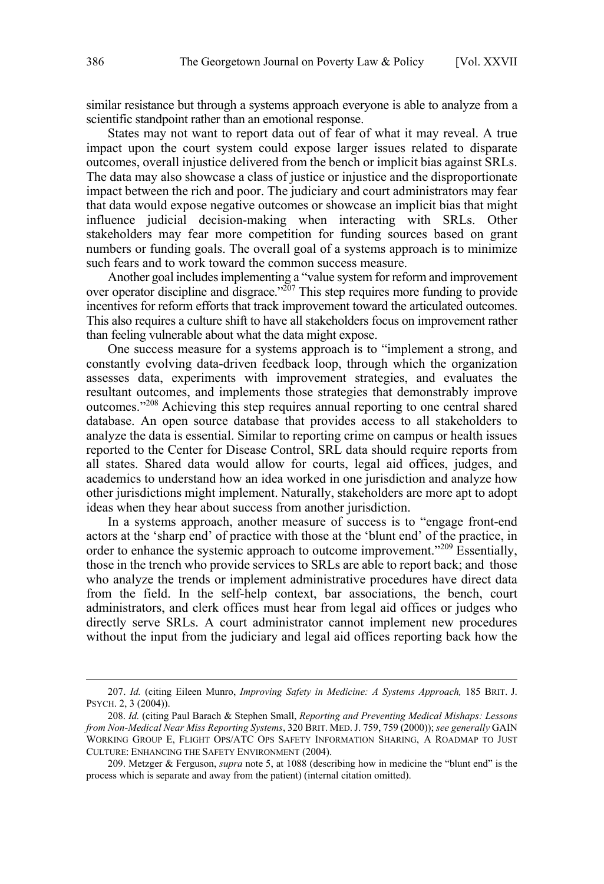similar resistance but through a systems approach everyone is able to analyze from a scientific standpoint rather than an emotional response.

States may not want to report data out of fear of what it may reveal. A true impact upon the court system could expose larger issues related to disparate outcomes, overall injustice delivered from the bench or implicit bias against SRLs. The data may also showcase a class of justice or injustice and the disproportionate impact between the rich and poor. The judiciary and court administrators may fear that data would expose negative outcomes or showcase an implicit bias that might influence judicial decision-making when interacting with SRLs. Other stakeholders may fear more competition for funding sources based on grant numbers or funding goals. The overall goal of a systems approach is to minimize such fears and to work toward the common success measure.

Another goal includes implementing a "value system for reform and improvement over operator discipline and disgrace."[207] This step requires more funding to provide incentives for reform efforts that track improvement toward the articulated outcomes. This also requires a culture shift to have all stakeholders focus on improvement rather than feeling vulnerable about what the data might expose.

One success measure for a systems approach is to "implement a strong, and constantly evolving data-driven feedback loop, through which the organization assesses data, experiments with improvement strategies, and evaluates the resultant outcomes, and implements those strategies that demonstrably improve outcomes."[208] Achieving this step requires annual reporting to one central shared database. An open source database that provides access to all stakeholders to analyze the data is essential. Similar to reporting crime on campus or health issues reported to the Center for Disease Control, SRL data should require reports from all states. Shared data would allow for courts, legal aid offices, judges, and academics to understand how an idea worked in one jurisdiction and analyze how other jurisdictions might implement. Naturally, stakeholders are more apt to adopt ideas when they hear about success from another jurisdiction.

In a systems approach, another measure of success is to "engage front-end actors at the 'sharp end' of practice with those at the 'blunt end' of the practice, in order to enhance the systemic approach to outcome improvement."[209] Essentially, those in the trench who provide services to SRLs are able to report back; and those who analyze the trends or implement administrative procedures have direct data from the field. In the self-help context, bar associations, the bench, court administrators, and clerk offices must hear from legal aid offices or judges who directly serve SRLs. A court administrator cannot implement new procedures without the input from the judiciary and legal aid offices reporting back how the

---

207. *Id.* (citing Eileen Munro, *Improving Safety in Medicine: A Systems Approach,* 185 BRIT. J. PSYCH. 2, 3 (2004)).

208. *Id.* (citing Paul Barach & Stephen Small, *Reporting and Preventing Medical Mishaps: Lessons from Non-Medical Near Miss Reporting Systems*, 320 BRIT. MED. J. 759, 759 (2000)); *see generally* GAIN WORKING GROUP E, FLIGHT OPS/ATC OPS SAFETY INFORMATION SHARING, A ROADMAP TO JUST CULTURE: ENHANCING THE SAFETY ENVIRONMENT (2004).

209. Metzger & Ferguson, *supra* note 5, at 1088 (describing how in medicine the "blunt end" is the process which is separate and away from the patient) (internal citation omitted).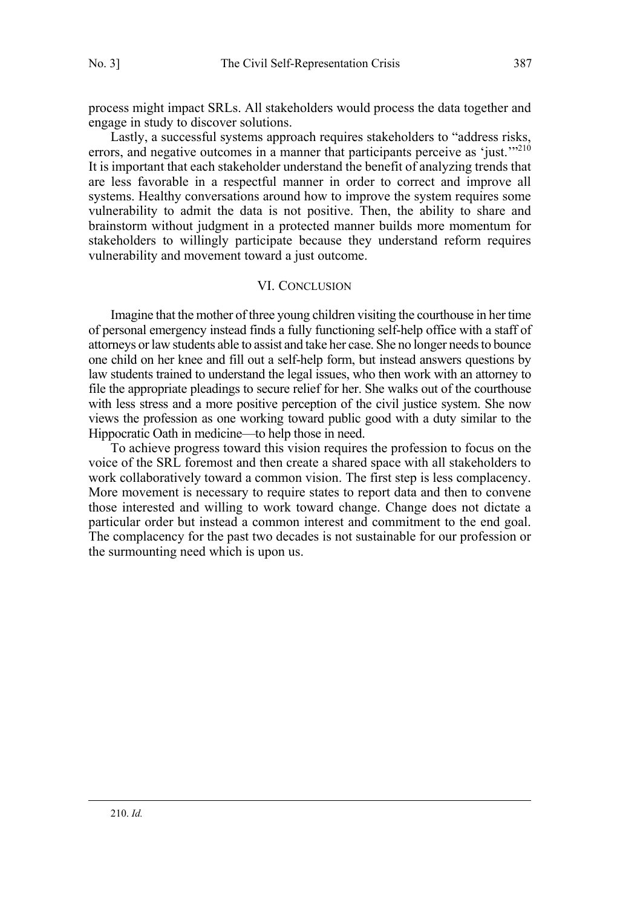process might impact SRLs. All stakeholders would process the data together and engage in study to discover solutions.

Lastly, a successful systems approach requires stakeholders to "address risks, errors, and negative outcomes in a manner that participants perceive as 'just.'"[210] It is important that each stakeholder understand the benefit of analyzing trends that are less favorable in a respectful manner in order to correct and improve all systems. Healthy conversations around how to improve the system requires some vulnerability to admit the data is not positive. Then, the ability to share and brainstorm without judgment in a protected manner builds more momentum for stakeholders to willingly participate because they understand reform requires vulnerability and movement toward a just outcome.

## VI. CONCLUSION

Imagine that the mother of three young children visiting the courthouse in her time of personal emergency instead finds a fully functioning self-help office with a staff of attorneys or law students able to assist and take her case. She no longer needs to bounce one child on her knee and fill out a self-help form, but instead answers questions by law students trained to understand the legal issues, who then work with an attorney to file the appropriate pleadings to secure relief for her. She walks out of the courthouse with less stress and a more positive perception of the civil justice system. She now views the profession as one working toward public good with a duty similar to the Hippocratic Oath in medicine—to help those in need.

To achieve progress toward this vision requires the profession to focus on the voice of the SRL foremost and then create a shared space with all stakeholders to work collaboratively toward a common vision. The first step is less complacency. More movement is necessary to require states to report data and then to convene those interested and willing to work toward change. Change does not dictate a particular order but instead a common interest and commitment to the end goal. The complacency for the past two decades is not sustainable for our profession or the surmounting need which is upon us.

---

210. *Id.*